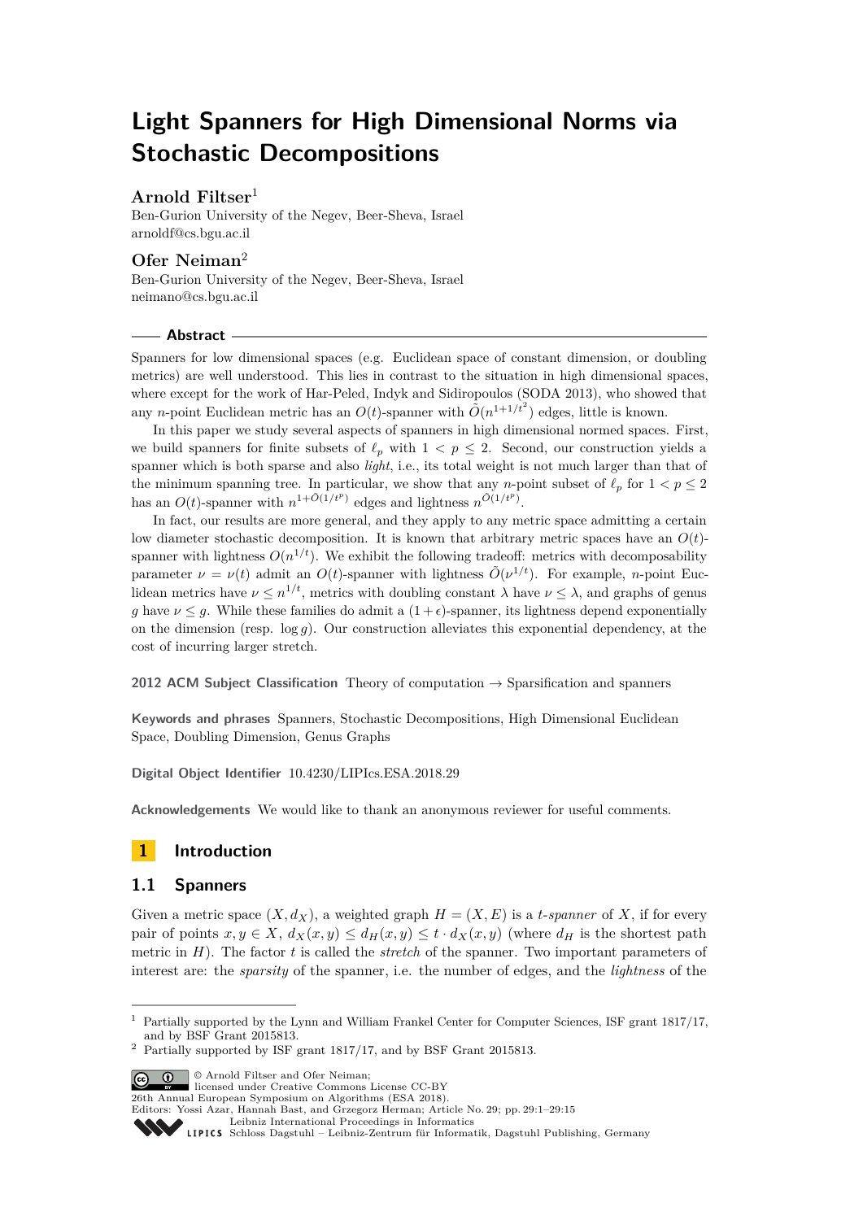# Light Spanners for High Dimensional Norms via Stochastic Decompositions

**Arnold Filtser**[1]

Ben-Gurion University of the Negev, Beer-Sheva, Israel
arnoldf@cs.bgu.ac.il

**Ofer Neiman**[2]

Ben-Gurion University of the Negev, Beer-Sheva, Israel
neimano@cs.bgu.ac.il

## Abstract

Spanners for low dimensional spaces (e.g. Euclidean space of constant dimension, or doubling metrics) are well understood. This lies in contrast to the situation in high dimensional spaces, where except for the work of Har-Peled, Indyk and Sidiropoulos (SODA 2013), who showed that any $n$-point Euclidean metric has an $O(t)$-spanner with $\tilde{O}(n^{1+1/t^2})$ edges, little is known.

In this paper we study several aspects of spanners in high dimensional normed spaces. First, we build spanners for finite subsets of $\ell_p$ with $1 < p \le 2$. Second, our construction yields a spanner which is both sparse and also *light*, i.e., its total weight is not much larger than that of the minimum spanning tree. In particular, we show that any $n$-point subset of $\ell_p$ for $1 < p \le 2$ has an $O(t)$-spanner with $n^{1+\tilde{O}(1/t^p)}$ edges and lightness $n^{\tilde{O}(1/t^p)}$.

In fact, our results are more general, and they apply to any metric space admitting a certain low diameter stochastic decomposition. It is known that arbitrary metric spaces have an $O(t)$-spanner with lightness $O(n^{1/t})$. We exhibit the following tradeoff: metrics with decomposability parameter $\nu = \nu(t)$ admit an $O(t)$-spanner with lightness $\tilde{O}(\nu^{1/t})$. For example, $n$-point Euclidean metrics have $\nu \le n^{1/t}$, metrics with doubling constant $\lambda$ have $\nu \le \lambda$, and graphs of genus $g$ have $\nu \le g$. While these families do admit a $(1+\epsilon)$-spanner, its lightness depend exponentially on the dimension (resp. $\log g$). Our construction alleviates this exponential dependency, at the cost of incurring larger stretch.

**2012 ACM Subject Classification** Theory of computation → Sparsification and spanners

**Keywords and phrases** Spanners, Stochastic Decompositions, High Dimensional Euclidean Space, Doubling Dimension, Genus Graphs

**Digital Object Identifier** 10.4230/LIPIcs.ESA.2018.29

**Acknowledgements** We would like to thank an anonymous reviewer for useful comments.

## 1 Introduction

### 1.1 Spanners

Given a metric space $(X, d_X)$, a weighted graph $H = (X, E)$ is a *t-spanner* of $X$, if for every pair of points $x, y \in X$, $d_X(x, y) \le d_H(x, y) \le t \cdot d_X(x, y)$ (where $d_H$ is the shortest path metric in $H$). The factor $t$ is called the *stretch* of the spanner. Two important parameters of interest are: the *sparsity* of the spanner, i.e. the number of edges, and the *lightness* of the

---

[1] Partially supported by the Lynn and William Frankel Center for Computer Sciences, ISF grant 1817/17, and by BSF Grant 2015813.

[2] Partially supported by ISF grant 1817/17, and by BSF Grant 2015813.

© Arnold Filtser and Ofer Neiman;
licensed under Creative Commons License CC-BY
26th Annual European Symposium on Algorithms (ESA 2018).
Editors: Yossi Azar, Hannah Bast, and Grzegorz Herman; Article No. 29; pp. 29:1–29:15
Leibniz International Proceedings in Informatics
Schloss Dagstuhl – Leibniz-Zentrum für Informatik, Dagstuhl Publishing, Germany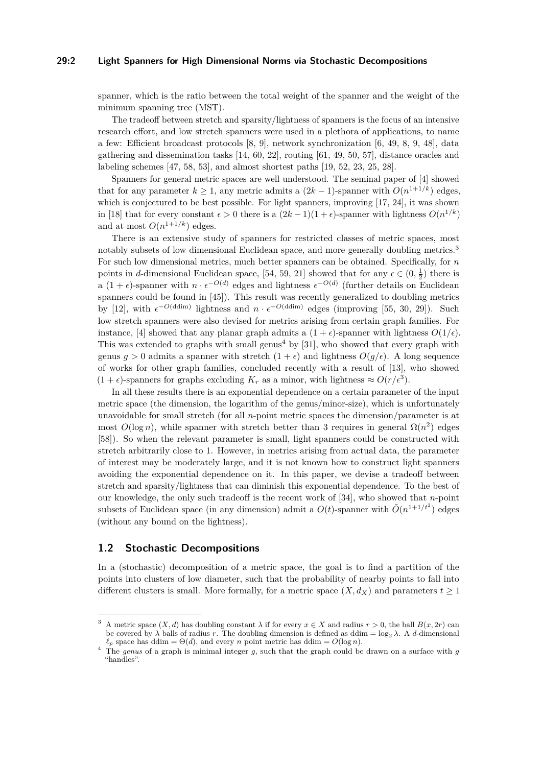spanner, which is the ratio between the total weight of the spanner and the weight of the minimum spanning tree (MST).

The tradeoff between stretch and sparsity/lightness of spanners is the focus of an intensive research effort, and low stretch spanners were used in a plethora of applications, to name a few: Efficient broadcast protocols [8, 9], network synchronization [6, 49, 8, 9, 48], data gathering and dissemination tasks [14, 60, 22], routing [61, 49, 50, 57], distance oracles and labeling schemes [47, 58, 53], and almost shortest paths [19, 52, 23, 25, 28].

Spanners for general metric spaces are well understood. The seminal paper of [4] showed that for any parameter $k \geq 1$, any metric admits a $(2k-1)$-spanner with $O(n^{1+1/k})$ edges, which is conjectured to be best possible. For light spanners, improving [17, 24], it was shown in [18] that for every constant $\epsilon > 0$ there is a $(2k-1)(1+\epsilon)$-spanner with lightness $O(n^{1/k})$ and at most $O(n^{1+1/k})$ edges.

There is an extensive study of spanners for restricted classes of metric spaces, most notably subsets of low dimensional Euclidean space, and more generally doubling metrics.[3] For such low dimensional metrics, much better spanners can be obtained. Specifically, for $n$ points in $d$-dimensional Euclidean space, [54, 59, 21] showed that for any $\epsilon \in (0, \frac{1}{2})$ there is a $(1+\epsilon)$-spanner with $n \cdot \epsilon^{-O(d)}$ edges and lightness $\epsilon^{-O(d)}$ (further details on Euclidean spanners could be found in [45]). This result was recently generalized to doubling metrics by [12], with $\epsilon^{-O(\text{ddim})}$ lightness and $n \cdot \epsilon^{-O(\text{ddim})}$ edges (improving [55, 30, 29]). Such low stretch spanners were also devised for metrics arising from certain graph families. For instance, [4] showed that any planar graph admits a $(1+\epsilon)$-spanner with lightness $O(1/\epsilon)$. This was extended to graphs with small genus[4] by [31], who showed that every graph with genus $g > 0$ admits a spanner with stretch $(1+\epsilon)$ and lightness $O(g/\epsilon)$. A long sequence of works for other graph families, concluded recently with a result of [13], who showed $(1+\epsilon)$-spanners for graphs excluding $K_r$ as a minor, with lightness $\approx O(r/\epsilon^3)$.

In all these results there is an exponential dependence on a certain parameter of the input metric space (the dimension, the logarithm of the genus/minor-size), which is unfortunately unavoidable for small stretch (for all $n$-point metric spaces the dimension/parameter is at most $O(\log n)$, while spanner with stretch better than 3 requires in general $\Omega(n^2)$ edges [58]). So when the relevant parameter is small, light spanners could be constructed with stretch arbitrarily close to 1. However, in metrics arising from actual data, the parameter of interest may be moderately large, and it is not known how to construct light spanners avoiding the exponential dependence on it. In this paper, we devise a tradeoff between stretch and sparsity/lightness that can diminish this exponential dependence. To the best of our knowledge, the only such tradeoff is the recent work of [34], who showed that $n$-point subsets of Euclidean space (in any dimension) admit a $O(t)$-spanner with $\tilde{O}(n^{1+1/t^2})$ edges (without any bound on the lightness).

## 1.2 Stochastic Decompositions

In a (stochastic) decomposition of a metric space, the goal is to find a partition of the points into clusters of low diameter, such that the probability of nearby points to fall into different clusters is small. More formally, for a metric space $(X, d_X)$ and parameters $t \geq 1$

---

[3] A metric space $(X, d)$ has doubling constant $\lambda$ if for every $x \in X$ and radius $r > 0$, the ball $B(x, 2r)$ can be covered by $\lambda$ balls of radius $r$. The doubling dimension is defined as $\text{ddim} = \log_2 \lambda$. A $d$-dimensional $\ell_p$ space has $\text{ddim} = \Theta(d)$, and every $n$ point metric has $\text{ddim} = O(\log n)$.

[4] The *genus* of a graph is minimal integer $g$, such that the graph could be drawn on a surface with $g$ "handles".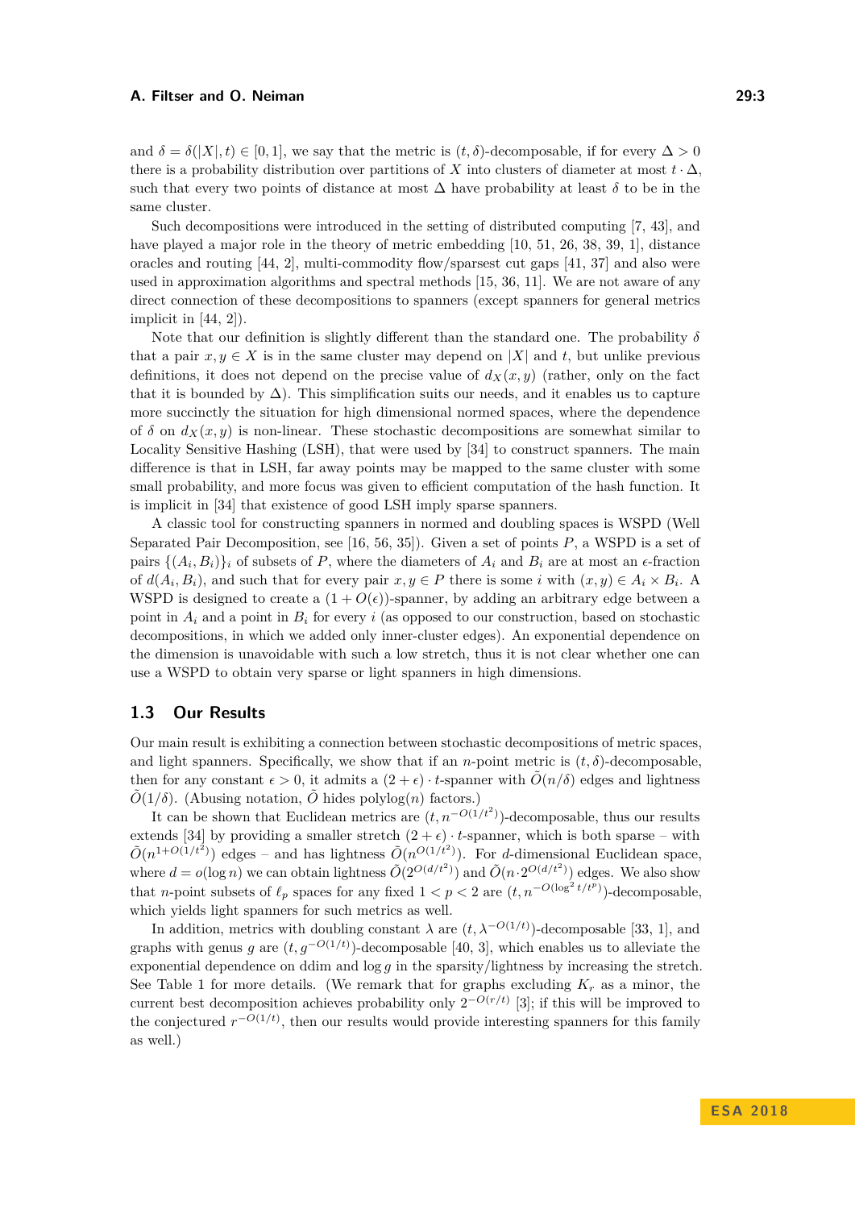and $\delta = \delta(|X|, t) \in [0, 1]$, we say that the metric is $(t, \delta)$-decomposable, if for every $\Delta > 0$ there is a probability distribution over partitions of $X$ into clusters of diameter at most $t \cdot \Delta$, such that every two points of distance at most $\Delta$ have probability at least $\delta$ to be in the same cluster.

Such decompositions were introduced in the setting of distributed computing [7, 43], and have played a major role in the theory of metric embedding [10, 51, 26, 38, 39, 1], distance oracles and routing [44, 2], multi-commodity flow/sparsest cut gaps [41, 37] and also were used in approximation algorithms and spectral methods [15, 36, 11]. We are not aware of any direct connection of these decompositions to spanners (except spanners for general metrics implicit in [44, 2]).

Note that our definition is slightly different than the standard one. The probability $\delta$ that a pair $x, y \in X$ is in the same cluster may depend on $|X|$ and $t$, but unlike previous definitions, it does not depend on the precise value of $d_X(x, y)$ (rather, only on the fact that it is bounded by $\Delta$). This simplification suits our needs, and it enables us to capture more succinctly the situation for high dimensional normed spaces, where the dependence of $\delta$ on $d_X(x, y)$ is non-linear. These stochastic decompositions are somewhat similar to Locality Sensitive Hashing (LSH), that were used by [34] to construct spanners. The main difference is that in LSH, far away points may be mapped to the same cluster with some small probability, and more focus was given to efficient computation of the hash function. It is implicit in [34] that existence of good LSH imply sparse spanners.

A classic tool for constructing spanners in normed and doubling spaces is WSPD (Well Separated Pair Decomposition, see [16, 56, 35]). Given a set of points $P$, a WSPD is a set of pairs $\{(A_i, B_i)\}_i$ of subsets of $P$, where the diameters of $A_i$ and $B_i$ are at most an $\epsilon$-fraction of $d(A_i, B_i)$, and such that for every pair $x, y \in P$ there is some $i$ with $(x, y) \in A_i \times B_i$. A WSPD is designed to create a $(1 + O(\epsilon))$-spanner, by adding an arbitrary edge between a point in $A_i$ and a point in $B_i$ for every $i$ (as opposed to our construction, based on stochastic decompositions, in which we added only inner-cluster edges). An exponential dependence on the dimension is unavoidable with such a low stretch, thus it is not clear whether one can use a WSPD to obtain very sparse or light spanners in high dimensions.

### 1.3 Our Results

Our main result is exhibiting a connection between stochastic decompositions of metric spaces, and light spanners. Specifically, we show that if an $n$-point metric is $(t, \delta)$-decomposable, then for any constant $\epsilon > 0$, it admits a $(2 + \epsilon) \cdot t$-spanner with $\tilde{O}(n/\delta)$ edges and lightness $\tilde{O}(1/\delta)$. (Abusing notation, $\tilde{O}$ hides polylog$(n)$ factors.)

It can be shown that Euclidean metrics are $(t, n^{-O(1/t^2)})$-decomposable, thus our results extends [34] by providing a smaller stretch $(2 + \epsilon) \cdot t$-spanner, which is both sparse – with $\tilde{O}(n^{1+O(1/t^2)})$ edges – and has lightness $\tilde{O}(n^{O(1/t^2)})$. For $d$-dimensional Euclidean space, where $d = o(\log n)$ we can obtain lightness $\tilde{O}(2^{O(d/t^2)})$ and $\tilde{O}(n \cdot 2^{O(d/t^2)})$ edges. We also show that $n$-point subsets of $\ell_p$ spaces for any fixed $1 < p < 2$ are $(t, n^{-O(\log^2 t/t^p)})$-decomposable, which yields light spanners for such metrics as well.

In addition, metrics with doubling constant $\lambda$ are $(t, \lambda^{-O(1/t)})$-decomposable [33, 1], and graphs with genus $g$ are $(t, g^{-O(1/t)})$-decomposable [40, 3], which enables us to alleviate the exponential dependence on ddim and $\log g$ in the sparsity/lightness by increasing the stretch. See Table 1 for more details. (We remark that for graphs excluding $K_r$ as a minor, the current best decomposition achieves probability only $2^{-O(r/t)}$ [3]; if this will be improved to the conjectured $r^{-O(1/t)}$, then our results would provide interesting spanners for this family as well.)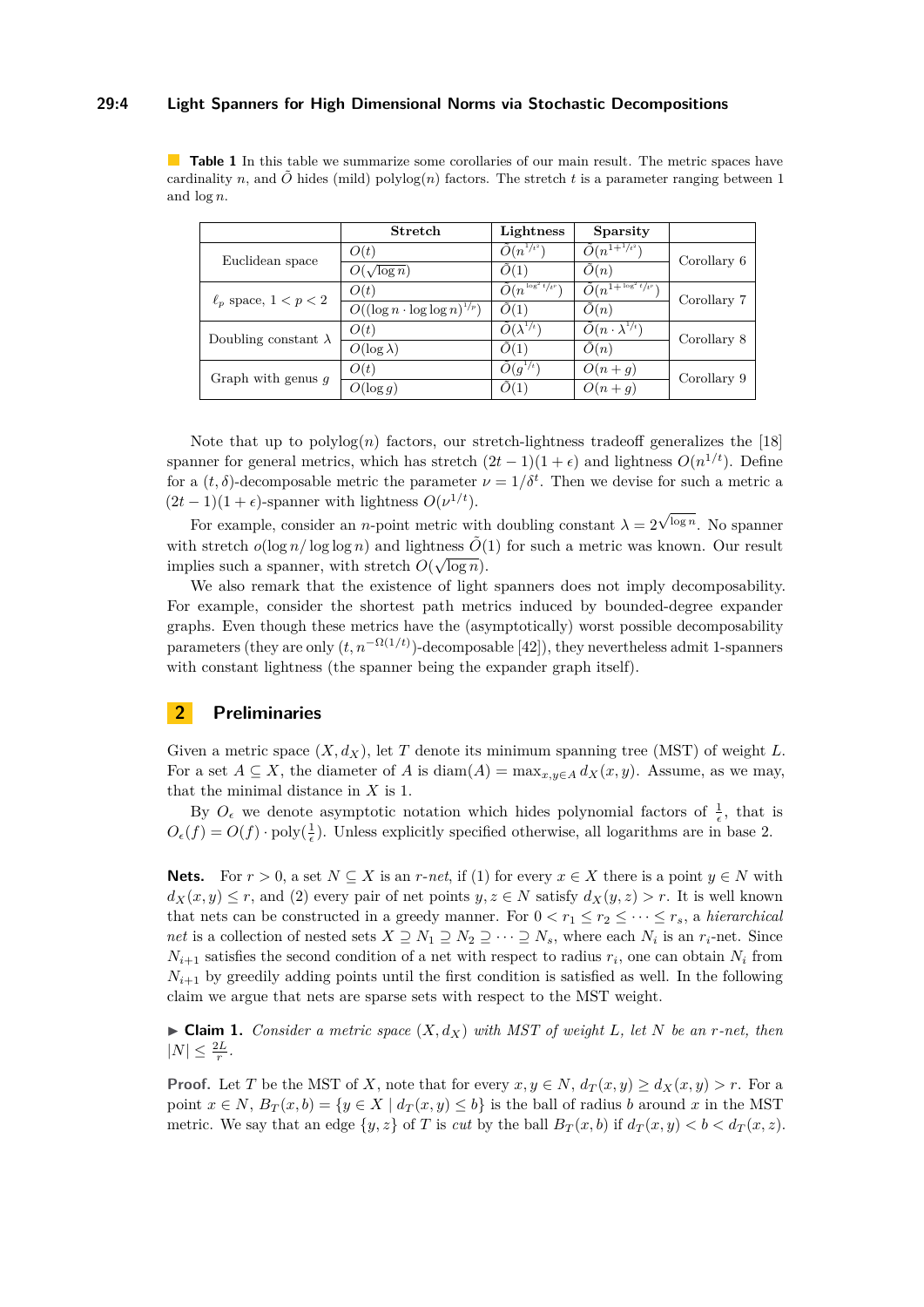**Table 1** In this table we summarize some corollaries of our main result. The metric spaces have cardinality $n$, and $\tilde{O}$ hides (mild) polylog($n$) factors. The stretch $t$ is a parameter ranging between 1 and $\log n$.

| | Stretch | Lightness | Sparsity | |
|---|---|---|---|---|
| Euclidean space | $O(t)$ | $\tilde{O}(n^{1/t^2})$ | $\tilde{O}(n^{1+1/t^2})$ | Corollary 6 |
| | $O(\sqrt{\log n})$ | $\tilde{O}(1)$ | $\tilde{O}(n)$ | |
| $\ell_p$ space, $1 < p < 2$ | $O(t)$ | $\tilde{O}(n^{\log^2 t/t^p})$ | $\tilde{O}(n^{1+\log^2 t/t^p})$ | Corollary 7 |
| | $O((\log n \cdot \log\log n)^{1/p})$ | $\tilde{O}(1)$ | $\tilde{O}(n)$ | |
| Doubling constant $\lambda$ | $O(t)$ | $\tilde{O}(\lambda^{1/t})$ | $\tilde{O}(n \cdot \lambda^{1/t})$ | Corollary 8 |
| | $O(\log \lambda)$ | $\tilde{O}(1)$ | $\tilde{O}(n)$ | |
| Graph with genus $g$ | $O(t)$ | $\tilde{O}(g^{1/t})$ | $O(n+g)$ | Corollary 9 |
| | $O(\log g)$ | $\tilde{O}(1)$ | $O(n+g)$ | |

Note that up to polylog($n$) factors, our stretch-lightness tradeoff generalizes the [18] spanner for general metrics, which has stretch $(2t-1)(1+\epsilon)$ and lightness $O(n^{1/t})$. Define for a $(t, \delta)$-decomposable metric the parameter $\nu = 1/\delta^t$. Then we devise for such a metric a $(2t-1)(1+\epsilon)$-spanner with lightness $O(\nu^{1/t})$.

For example, consider an $n$-point metric with doubling constant $\lambda = 2^{\sqrt{\log n}}$. No spanner with stretch $o(\log n/\log\log n)$ and lightness $\tilde{O}(1)$ for such a metric was known. Our result implies such a spanner, with stretch $O(\sqrt{\log n})$.

We also remark that the existence of light spanners does not imply decomposability. For example, consider the shortest path metrics induced by bounded-degree expander graphs. Even though these metrics have the (asymptotically) worst possible decomposability parameters (they are only $(t, n^{-\Omega(1/t)})$-decomposable [42]), they nevertheless admit 1-spanners with constant lightness (the spanner being the expander graph itself).

## 2 Preliminaries

Given a metric space $(X, d_X)$, let $T$ denote its minimum spanning tree (MST) of weight $L$. For a set $A \subseteq X$, the diameter of $A$ is $\operatorname{diam}(A) = \max_{x,y \in A} d_X(x, y)$. Assume, as we may, that the minimal distance in $X$ is 1.

By $O_\epsilon$ we denote asymptotic notation which hides polynomial factors of $\frac{1}{\epsilon}$, that is $O_\epsilon(f) = O(f) \cdot \operatorname{poly}(\frac{1}{\epsilon})$. Unless explicitly specified otherwise, all logarithms are in base 2.

**Nets.** For $r > 0$, a set $N \subseteq X$ is an $r$-*net*, if (1) for every $x \in X$ there is a point $y \in N$ with $d_X(x, y) \le r$, and (2) every pair of net points $y, z \in N$ satisfy $d_X(y, z) > r$. It is well known that nets can be constructed in a greedy manner. For $0 < r_1 \le r_2 \le \cdots \le r_s$, a *hierarchical net* is a collection of nested sets $X \supseteq N_1 \supseteq N_2 \supseteq \cdots \supseteq N_s$, where each $N_i$ is an $r_i$-net. Since $N_{i+1}$ satisfies the second condition of a net with respect to radius $r_i$, one can obtain $N_i$ from $N_{i+1}$ by greedily adding points until the first condition is satisfied as well. In the following claim we argue that nets are sparse sets with respect to the MST weight.

▶ **Claim 1.** *Consider a metric space $(X, d_X)$ with MST of weight $L$, let $N$ be an $r$-net, then $|N| \le \frac{2L}{r}$.*

**Proof.** Let $T$ be the MST of $X$, note that for every $x, y \in N$, $d_T(x, y) \ge d_X(x, y) > r$. For a point $x \in N$, $B_T(x, b) = \{y \in X \mid d_T(x, y) \le b\}$ is the ball of radius $b$ around $x$ in the MST metric. We say that an edge $\{y, z\}$ of $T$ is *cut* by the ball $B_T(x, b)$ if $d_T(x, y) < b < d_T(x, z)$.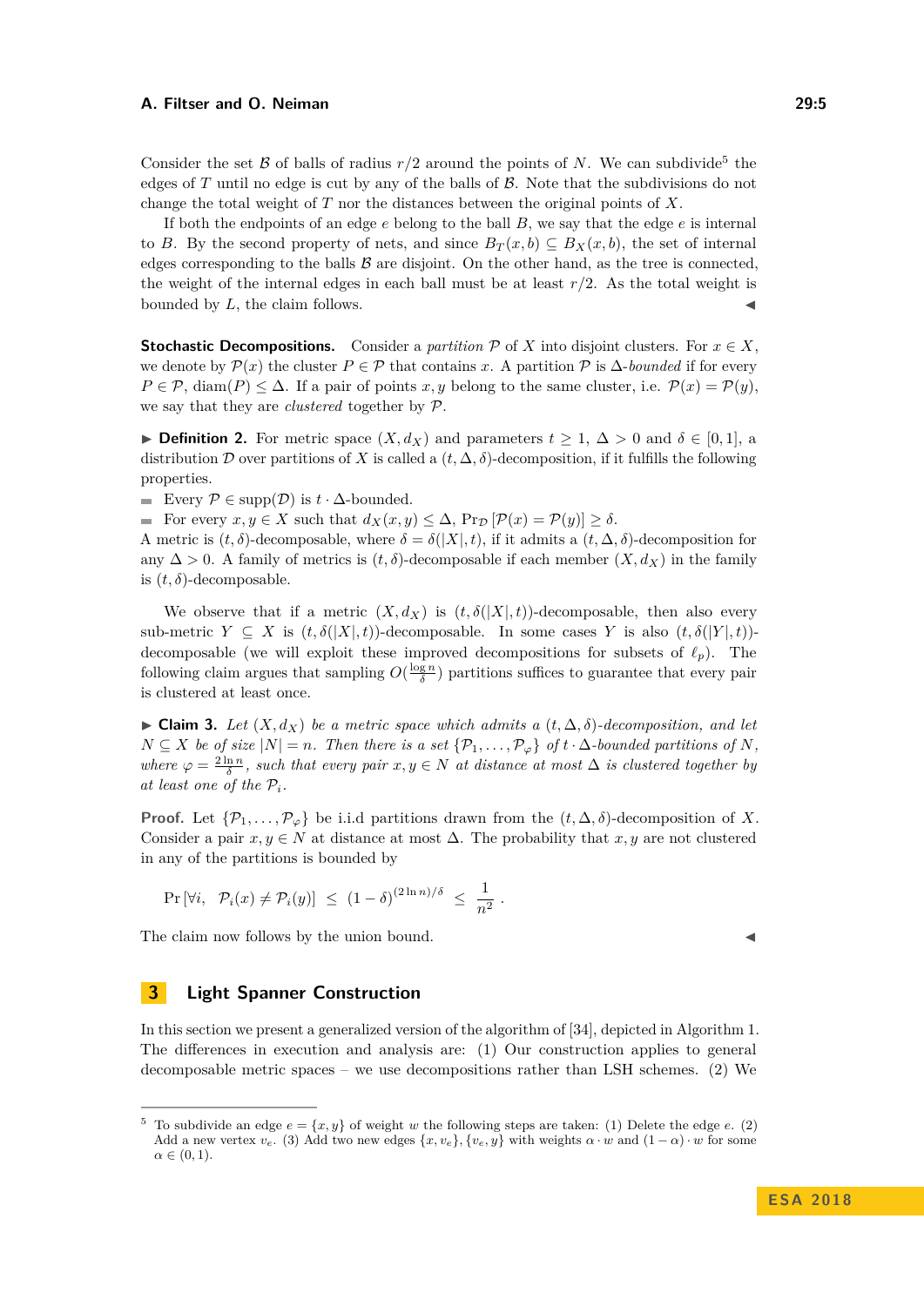Consider the set $\mathcal{B}$ of balls of radius $r/2$ around the points of $N$. We can subdivide[5] the edges of $T$ until no edge is cut by any of the balls of $\mathcal{B}$. Note that the subdivisions do not change the total weight of $T$ nor the distances between the original points of $X$.

If both the endpoints of an edge $e$ belong to the ball $B$, we say that the edge $e$ is internal to $B$. By the second property of nets, and since $B_T(x,b) \subseteq B_X(x,b)$, the set of internal edges corresponding to the balls $\mathcal{B}$ are disjoint. On the other hand, as the tree is connected, the weight of the internal edges in each ball must be at least $r/2$. As the total weight is bounded by $L$, the claim follows. ◀

**Stochastic Decompositions.** Consider a *partition* $\mathcal{P}$ of $X$ into disjoint clusters. For $x \in X$, we denote by $\mathcal{P}(x)$ the cluster $P \in \mathcal{P}$ that contains $x$. A partition $\mathcal{P}$ is $\Delta$-*bounded* if for every $P \in \mathcal{P}$, $\operatorname{diam}(P) \leq \Delta$. If a pair of points $x, y$ belong to the same cluster, i.e. $\mathcal{P}(x) = \mathcal{P}(y)$, we say that they are *clustered* together by $\mathcal{P}$.

▶ **Definition 2.** For metric space $(X, d_X)$ and parameters $t \geq 1$, $\Delta > 0$ and $\delta \in [0, 1]$, a distribution $\mathcal{D}$ over partitions of $X$ is called a $(t, \Delta, \delta)$-decomposition, if it fulfills the following properties.

- Every $\mathcal{P} \in \operatorname{supp}(\mathcal{D})$ is $t \cdot \Delta$-bounded.
- For every $x, y \in X$ such that $d_X(x, y) \leq \Delta$, $\Pr_{\mathcal{D}}[\mathcal{P}(x) = \mathcal{P}(y)] \geq \delta$.

A metric is $(t, \delta)$-decomposable, where $\delta = \delta(|X|, t)$, if it admits a $(t, \Delta, \delta)$-decomposition for any $\Delta > 0$. A family of metrics is $(t, \delta)$-decomposable if each member $(X, d_X)$ in the family is $(t, \delta)$-decomposable.

We observe that if a metric $(X, d_X)$ is $(t, \delta(|X|, t))$-decomposable, then also every sub-metric $Y \subseteq X$ is $(t, \delta(|X|, t))$-decomposable. In some cases $Y$ is also $(t, \delta(|Y|, t))$-decomposable (we will exploit these improved decompositions for subsets of $\ell_p$). The following claim argues that sampling $O(\frac{\log n}{\delta})$ partitions suffices to guarantee that every pair is clustered at least once.

▶ **Claim 3.** *Let $(X, d_X)$ be a metric space which admits a $(t, \Delta, \delta)$-decomposition, and let $N \subseteq X$ be of size $|N| = n$. Then there is a set $\{\mathcal{P}_1, \ldots, \mathcal{P}_\varphi\}$ of $t \cdot \Delta$-bounded partitions of $N$, where $\varphi = \frac{2 \ln n}{\delta}$, such that every pair $x, y \in N$ at distance at most $\Delta$ is clustered together by at least one of the $\mathcal{P}_i$.*

**Proof.** Let $\{\mathcal{P}_1, \ldots, \mathcal{P}_\varphi\}$ be i.i.d partitions drawn from the $(t, \Delta, \delta)$-decomposition of $X$. Consider a pair $x, y \in N$ at distance at most $\Delta$. The probability that $x, y$ are not clustered in any of the partitions is bounded by

$$\Pr[\forall i, \quad \mathcal{P}_i(x) \neq \mathcal{P}_i(y)] \;\leq\; (1 - \delta)^{(2 \ln n)/\delta} \;\leq\; \frac{1}{n^2}\ .$$

The claim now follows by the union bound. ◀

## 3 Light Spanner Construction

In this section we present a generalized version of the algorithm of [34], depicted in Algorithm 1. The differences in execution and analysis are: (1) Our construction applies to general decomposable metric spaces – we use decompositions rather than LSH schemes. (2) We

---

[5] To subdivide an edge $e = \{x, y\}$ of weight $w$ the following steps are taken: (1) Delete the edge $e$. (2) Add a new vertex $v_e$. (3) Add two new edges $\{x, v_e\}, \{v_e, y\}$ with weights $\alpha \cdot w$ and $(1 - \alpha) \cdot w$ for some $\alpha \in (0, 1)$.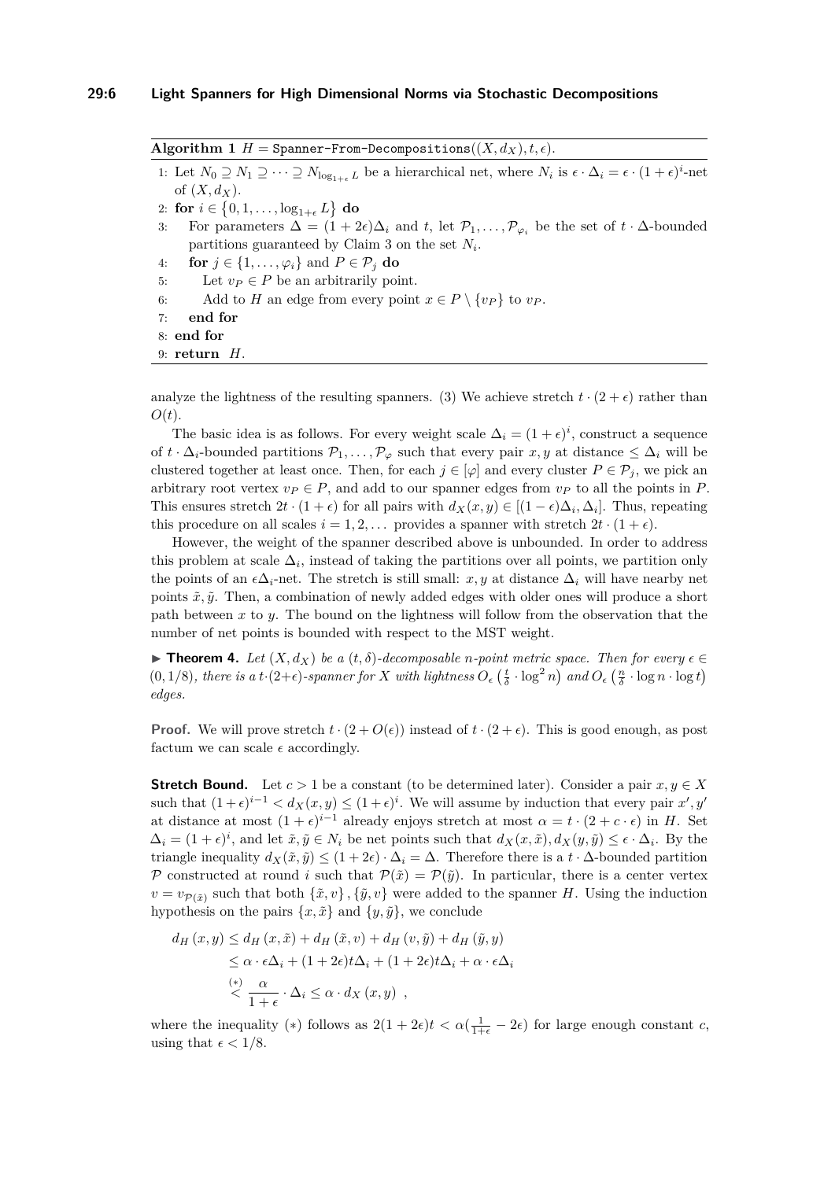**Algorithm 1** $H =$ `Spanner-From-Decompositions`$((X, d_X), t, \epsilon)$.

```
1: Let N_0 ⊇ N_1 ⊇ ··· ⊇ N_{log_{1+ε} L} be a hierarchical net, where N_i is ε·Δ_i = ε·(1+ε)^i-net
   of (X, d_X).
2: for i ∈ {0, 1, ..., log_{1+ε} L} do
3:    For parameters Δ = (1+2ε)Δ_i and t, let P_1, ..., P_{φ_i} be the set of t·Δ-bounded
      partitions guaranteed by Claim 3 on the set N_i.
4:    for j ∈ {1, ..., φ_i} and P ∈ P_j do
5:       Let v_P ∈ P be an arbitrarily point.
6:       Add to H an edge from every point x ∈ P \ {v_P} to v_P.
7:    end for
8: end for
9: return H.
```

analyze the lightness of the resulting spanners. (3) We achieve stretch $t \cdot (2 + \epsilon)$ rather than $O(t)$.

The basic idea is as follows. For every weight scale $\Delta_i = (1 + \epsilon)^i$, construct a sequence of $t \cdot \Delta_i$-bounded partitions $\mathcal{P}_1, \ldots, \mathcal{P}_\varphi$ such that every pair $x, y$ at distance $\leq \Delta_i$ will be clustered together at least once. Then, for each $j \in [\varphi]$ and every cluster $P \in \mathcal{P}_j$, we pick an arbitrary root vertex $v_P \in P$, and add to our spanner edges from $v_P$ to all the points in $P$. This ensures stretch $2t \cdot (1 + \epsilon)$ for all pairs with $d_X(x, y) \in [(1 - \epsilon)\Delta_i, \Delta_i]$. Thus, repeating this procedure on all scales $i = 1, 2, \ldots$ provides a spanner with stretch $2t \cdot (1 + \epsilon)$.

However, the weight of the spanner described above is unbounded. In order to address this problem at scale $\Delta_i$, instead of taking the partitions over all points, we partition only the points of an $\epsilon\Delta_i$-net. The stretch is still small: $x, y$ at distance $\Delta_i$ will have nearby net points $\tilde{x}, \tilde{y}$. Then, a combination of newly added edges with older ones will produce a short path between $x$ to $y$. The bound on the lightness will follow from the observation that the number of net points is bounded with respect to the MST weight.

▶ **Theorem 4.** *Let $(X, d_X)$ be a $(t, \delta)$-decomposable $n$-point metric space. Then for every $\epsilon \in (0, 1/8)$, there is a $t \cdot (2+\epsilon)$-spanner for $X$ with lightness $O_\epsilon\left(\frac{t}{\delta} \cdot \log^2 n\right)$ and $O_\epsilon\left(\frac{n}{\delta} \cdot \log n \cdot \log t\right)$ edges.*

**Proof.** We will prove stretch $t \cdot (2 + O(\epsilon))$ instead of $t \cdot (2 + \epsilon)$. This is good enough, as post factum we can scale $\epsilon$ accordingly.

**Stretch Bound.** Let $c > 1$ be a constant (to be determined later). Consider a pair $x, y \in X$ such that $(1 + \epsilon)^{i-1} < d_X(x, y) \leq (1 + \epsilon)^i$. We will assume by induction that every pair $x', y'$ at distance at most $(1 + \epsilon)^{i-1}$ already enjoys stretch at most $\alpha = t \cdot (2 + c \cdot \epsilon)$ in $H$. Set $\Delta_i = (1 + \epsilon)^i$, and let $\tilde{x}, \tilde{y} \in N_i$ be net points such that $d_X(x, \tilde{x}), d_X(y, \tilde{y}) \leq \epsilon \cdot \Delta_i$. By the triangle inequality $d_X(\tilde{x}, \tilde{y}) \leq (1 + 2\epsilon) \cdot \Delta_i = \Delta$. Therefore there is a $t \cdot \Delta$-bounded partition $\mathcal{P}$ constructed at round $i$ such that $\mathcal{P}(\tilde{x}) = \mathcal{P}(\tilde{y})$. In particular, there is a center vertex $v = v_{\mathcal{P}(\tilde{x})}$ such that both $\{\tilde{x}, v\}, \{\tilde{y}, v\}$ were added to the spanner $H$. Using the induction hypothesis on the pairs $\{x, \tilde{x}\}$ and $\{y, \tilde{y}\}$, we conclude

$$
\begin{aligned}
d_H(x, y) &\leq d_H(x, \tilde{x}) + d_H(\tilde{x}, v) + d_H(v, \tilde{y}) + d_H(\tilde{y}, y) \\
&\leq \alpha \cdot \epsilon\Delta_i + (1 + 2\epsilon)t\Delta_i + (1 + 2\epsilon)t\Delta_i + \alpha \cdot \epsilon\Delta_i \\
&\overset{(*)}{<} \frac{\alpha}{1 + \epsilon} \cdot \Delta_i \leq \alpha \cdot d_X(x, y) \ ,
\end{aligned}
$$

where the inequality $(*)$ follows as $2(1 + 2\epsilon)t < \alpha(\frac{1}{1+\epsilon} - 2\epsilon)$ for large enough constant $c$, using that $\epsilon < 1/8$.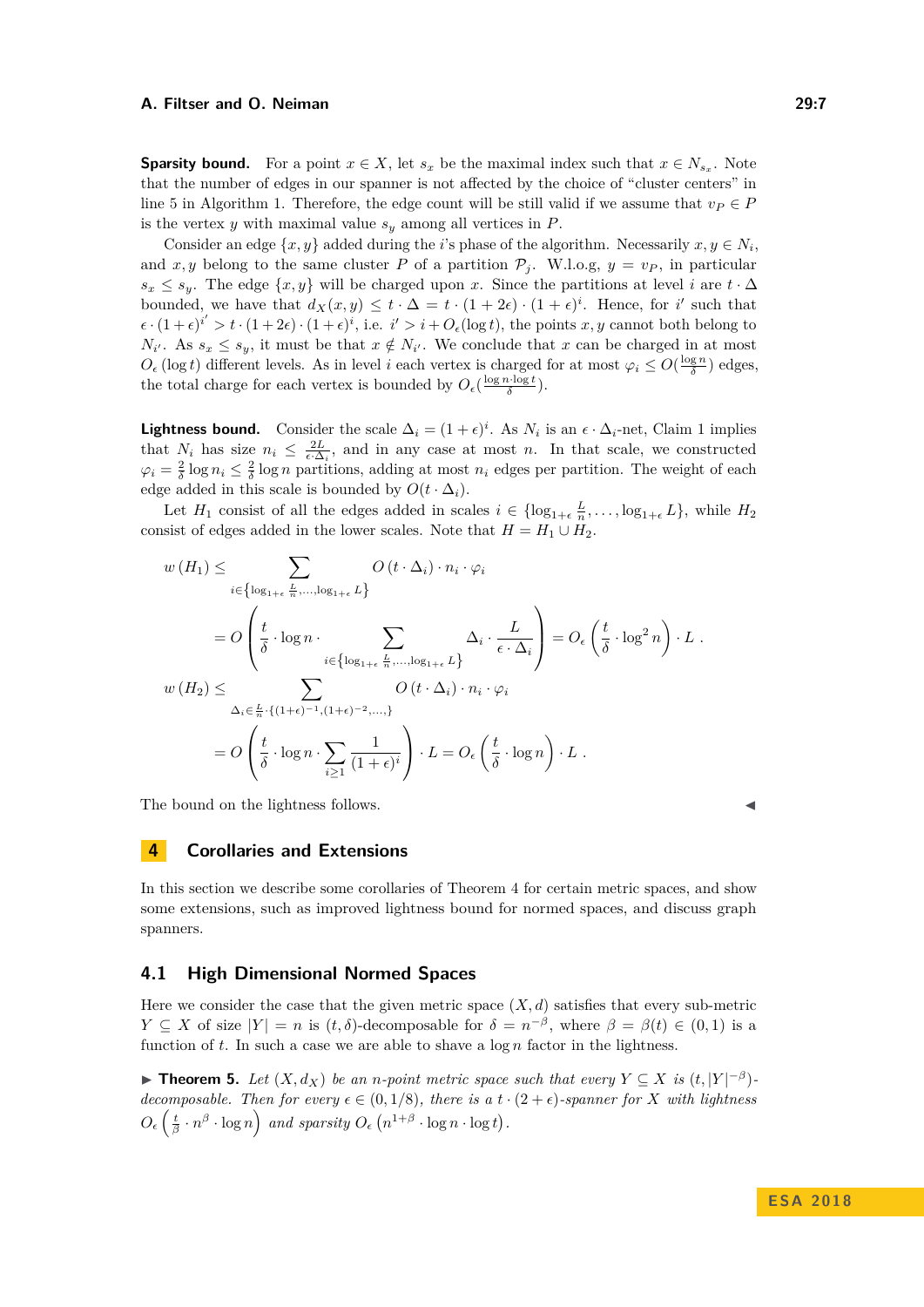**Sparsity bound.** For a point $x \in X$, let $s_x$ be the maximal index such that $x \in N_{s_x}$. Note that the number of edges in our spanner is not affected by the choice of "cluster centers" in line 5 in Algorithm 1. Therefore, the edge count will be still valid if we assume that $v_P \in P$ is the vertex $y$ with maximal value $s_y$ among all vertices in $P$.

Consider an edge $\{x, y\}$ added during the $i$'s phase of the algorithm. Necessarily $x, y \in N_i$, and $x, y$ belong to the same cluster $P$ of a partition $\mathcal{P}_j$. W.l.o.g, $y = v_P$, in particular $s_x \le s_y$. The edge $\{x, y\}$ will be charged upon $x$. Since the partitions at level $i$ are $t \cdot \Delta$ bounded, we have that $d_X(x, y) \le t \cdot \Delta = t \cdot (1 + 2\epsilon) \cdot (1 + \epsilon)^i$. Hence, for $i'$ such that $\epsilon \cdot (1 + \epsilon)^{i'} > t \cdot (1 + 2\epsilon) \cdot (1 + \epsilon)^i$, i.e. $i' > i + O_\epsilon(\log t)$, the points $x, y$ cannot both belong to $N_{i'}$. As $s_x \le s_y$, it must be that $x \notin N_{i'}$. We conclude that $x$ can be charged in at most $O_\epsilon(\log t)$ different levels. As in level $i$ each vertex is charged for at most $\varphi_i \le O(\frac{\log n}{\delta})$ edges, the total charge for each vertex is bounded by $O_\epsilon(\frac{\log n \cdot \log t}{\delta})$.

**Lightness bound.** Consider the scale $\Delta_i = (1 + \epsilon)^i$. As $N_i$ is an $\epsilon \cdot \Delta_i$-net, Claim 1 implies that $N_i$ has size $n_i \le \frac{2L}{\epsilon \cdot \Delta_i}$, and in any case at most $n$. In that scale, we constructed $\varphi_i = \frac{2}{\delta} \log n_i \le \frac{2}{\delta} \log n$ partitions, adding at most $n_i$ edges per partition. The weight of each edge added in this scale is bounded by $O(t \cdot \Delta_i)$.

Let $H_1$ consist of all the edges added in scales $i \in \{\log_{1+\epsilon} \frac{L}{n}, \ldots, \log_{1+\epsilon} L\}$, while $H_2$ consist of edges added in the lower scales. Note that $H = H_1 \cup H_2$.

$$
\begin{aligned}
w(H_1) &\le \sum_{i \in \left\{\log_{1+\epsilon} \frac{L}{n}, \ldots, \log_{1+\epsilon} L\right\}} O(t \cdot \Delta_i) \cdot n_i \cdot \varphi_i \\
&= O\left(\frac{t}{\delta} \cdot \log n \cdot \sum_{i \in \left\{\log_{1+\epsilon} \frac{L}{n}, \ldots, \log_{1+\epsilon} L\right\}} \Delta_i \cdot \frac{L}{\epsilon \cdot \Delta_i}\right) = O_\epsilon\left(\frac{t}{\delta} \cdot \log^2 n\right) \cdot L \, . \\
w(H_2) &\le \sum_{\Delta_i \in \frac{L}{n} \cdot \{(1+\epsilon)^{-1}, (1+\epsilon)^{-2}, \ldots,\}} O(t \cdot \Delta_i) \cdot n_i \cdot \varphi_i \\
&= O\left(\frac{t}{\delta} \cdot \log n \cdot \sum_{i \ge 1} \frac{1}{(1+\epsilon)^i}\right) \cdot L = O_\epsilon\left(\frac{t}{\delta} \cdot \log n\right) \cdot L \, .
\end{aligned}
$$

The bound on the lightness follows. ◀

## 4 Corollaries and Extensions

In this section we describe some corollaries of Theorem 4 for certain metric spaces, and show some extensions, such as improved lightness bound for normed spaces, and discuss graph spanners.

### 4.1 High Dimensional Normed Spaces

Here we consider the case that the given metric space $(X, d)$ satisfies that every sub-metric $Y \subseteq X$ of size $|Y| = n$ is $(t, \delta)$-decomposable for $\delta = n^{-\beta}$, where $\beta = \beta(t) \in (0, 1)$ is a function of $t$. In such a case we are able to shave a $\log n$ factor in the lightness.

▶ **Theorem 5.** *Let $(X, d_X)$ be an $n$-point metric space such that every $Y \subseteq X$ is $(t, |Y|^{-\beta})$-decomposable. Then for every $\epsilon \in (0, 1/8)$, there is a $t \cdot (2 + \epsilon)$-spanner for $X$ with lightness $O_\epsilon\left(\frac{t}{\beta} \cdot n^\beta \cdot \log n\right)$ and sparsity $O_\epsilon\left(n^{1+\beta} \cdot \log n \cdot \log t\right)$.*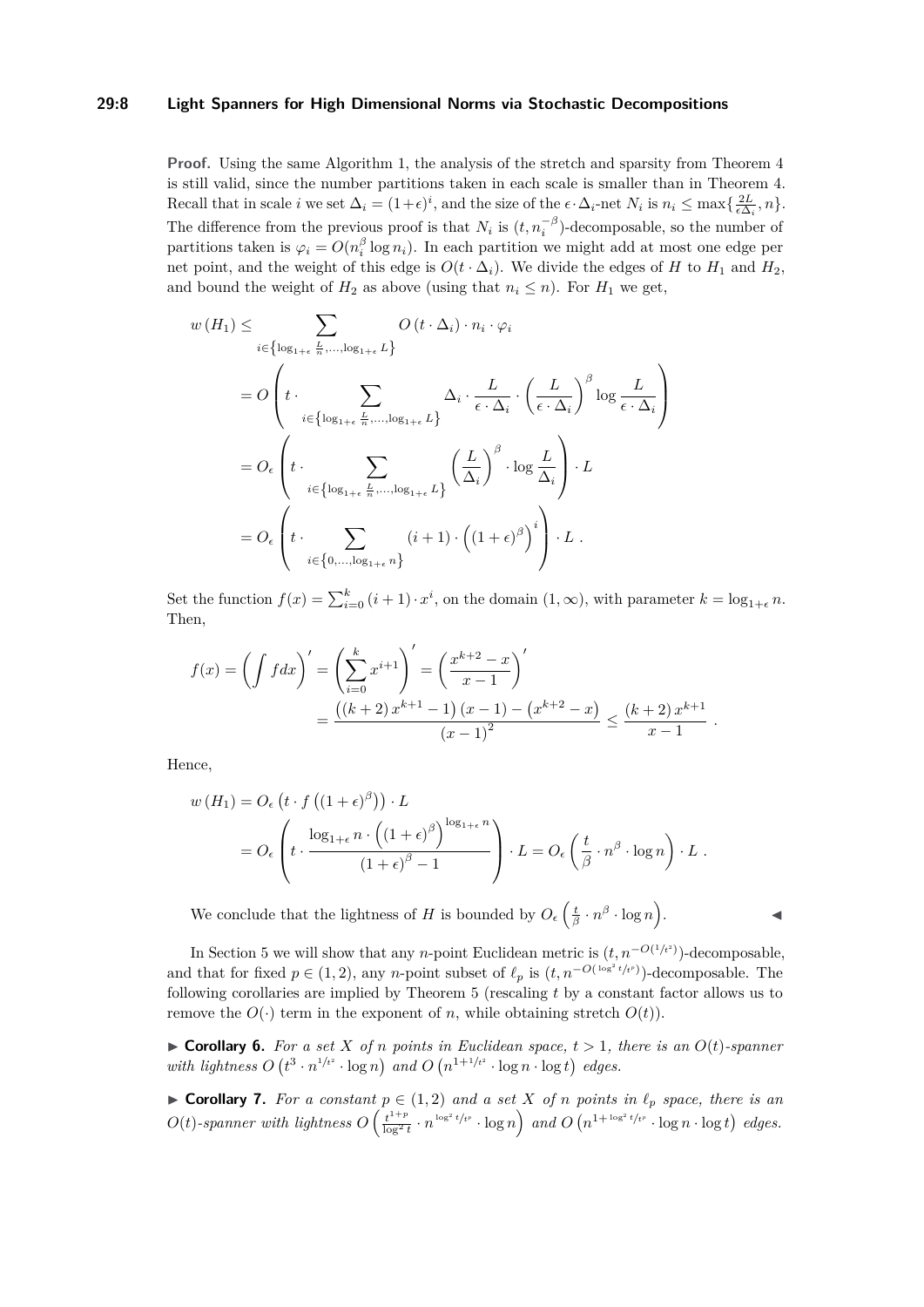**Proof.** Using the same Algorithm 1, the analysis of the stretch and sparsity from Theorem 4 is still valid, since the number partitions taken in each scale is smaller than in Theorem 4. Recall that in scale $i$ we set $\Delta_i = (1+\epsilon)^i$, and the size of the $\epsilon \cdot \Delta_i$-net $N_i$ is $n_i \leq \max\{\frac{2L}{\epsilon \Delta_i}, n\}$. The difference from the previous proof is that $N_i$ is $(t, n_i^{-\beta})$-decomposable, so the number of partitions taken is $\varphi_i = O(n_i^{\beta} \log n_i)$. In each partition we might add at most one edge per net point, and the weight of this edge is $O(t \cdot \Delta_i)$. We divide the edges of $H$ to $H_1$ and $H_2$, and bound the weight of $H_2$ as above (using that $n_i \leq n$). For $H_1$ we get,

$$
\begin{aligned}
w(H_1) &\leq \sum_{i \in \left\{\log_{1+\epsilon} \frac{L}{n}, \ldots, \log_{1+\epsilon} L\right\}} O(t \cdot \Delta_i) \cdot n_i \cdot \varphi_i \\
&= O\left( t \cdot \sum_{i \in \left\{\log_{1+\epsilon} \frac{L}{n}, \ldots, \log_{1+\epsilon} L\right\}} \Delta_i \cdot \frac{L}{\epsilon \cdot \Delta_i} \cdot \left(\frac{L}{\epsilon \cdot \Delta_i}\right)^{\beta} \log \frac{L}{\epsilon \cdot \Delta_i} \right) \\
&= O_{\epsilon}\left( t \cdot \sum_{i \in \left\{\log_{1+\epsilon} \frac{L}{n}, \ldots, \log_{1+\epsilon} L\right\}} \left(\frac{L}{\Delta_i}\right)^{\beta} \cdot \log \frac{L}{\Delta_i} \right) \cdot L \\
&= O_{\epsilon}\left( t \cdot \sum_{i \in \left\{0, \ldots, \log_{1+\epsilon} n\right\}} (i+1) \cdot \left((1+\epsilon)^{\beta}\right)^{i} \right) \cdot L \ .
\end{aligned}
$$

Set the function $f(x) = \sum_{i=0}^{k} (i+1) \cdot x^i$, on the domain $(1, \infty)$, with parameter $k = \log_{1+\epsilon} n$. Then,

$$
\begin{aligned}
f(x) = \left(\int f dx\right)' = \left(\sum_{i=0}^{k} x^{i+1}\right)' = \left(\frac{x^{k+2} - x}{x-1}\right)' \\
= \frac{\left((k+2)x^{k+1} - 1\right)(x-1) - \left(x^{k+2} - x\right)}{(x-1)^2} \leq \frac{(k+2)x^{k+1}}{x-1} \ .
\end{aligned}
$$

Hence,

$$
\begin{aligned}
w(H_1) &= O_{\epsilon}\left(t \cdot f\left((1+\epsilon)^{\beta}\right)\right) \cdot L \\
&= O_{\epsilon}\left( t \cdot \frac{\log_{1+\epsilon} n \cdot \left((1+\epsilon)^{\beta}\right)^{\log_{1+\epsilon} n}}{(1+\epsilon)^{\beta} - 1} \right) \cdot L = O_{\epsilon}\left(\frac{t}{\beta} \cdot n^{\beta} \cdot \log n\right) \cdot L \ .
\end{aligned}
$$

We conclude that the lightness of $H$ is bounded by $O_{\epsilon}\left(\frac{t}{\beta} \cdot n^{\beta} \cdot \log n\right)$. ◀

In Section 5 we will show that any $n$-point Euclidean metric is $(t, n^{-O(1/t^2)})$-decomposable, and that for fixed $p \in (1, 2)$, any $n$-point subset of $\ell_p$ is $(t, n^{-O(\log^2 t/t^p)})$-decomposable. The following corollaries are implied by Theorem 5 (rescaling $t$ by a constant factor allows us to remove the $O(\cdot)$ term in the exponent of $n$, while obtaining stretch $O(t)$).

▶ **Corollary 6.** *For a set $X$ of $n$ points in Euclidean space, $t > 1$, there is an $O(t)$-spanner with lightness $O\left(t^3 \cdot n^{1/t^2} \cdot \log n\right)$ and $O\left(n^{1+1/t^2} \cdot \log n \cdot \log t\right)$ edges.*

▶ **Corollary 7.** *For a constant $p \in (1, 2)$ and a set $X$ of $n$ points in $\ell_p$ space, there is an $O(t)$-spanner with lightness $O\left(\frac{t^{1+p}}{\log^2 t} \cdot n^{\log^2 t/t^p} \cdot \log n\right)$ and $O\left(n^{1+\log^2 t/t^p} \cdot \log n \cdot \log t\right)$ edges.*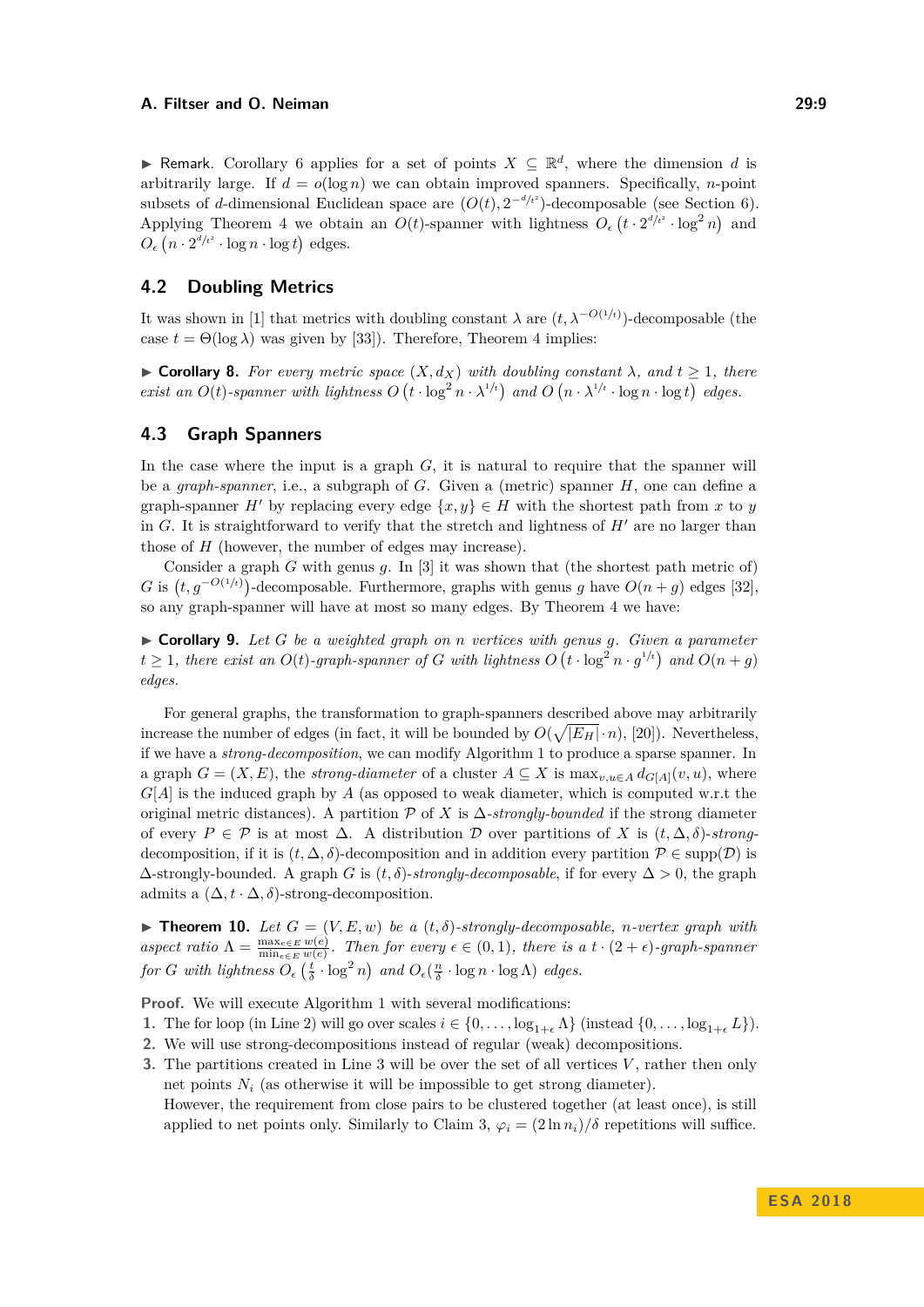▶ Remark. Corollary 6 applies for a set of points $X \subseteq \mathbb{R}^d$, where the dimension $d$ is arbitrarily large. If $d = o(\log n)$ we can obtain improved spanners. Specifically, $n$-point subsets of $d$-dimensional Euclidean space are $(O(t), 2^{-d/t^2})$-decomposable (see Section 6). Applying Theorem 4 we obtain an $O(t)$-spanner with lightness $O_\epsilon\left(t \cdot 2^{d/t^2} \cdot \log^2 n\right)$ and $O_\epsilon\left(n \cdot 2^{d/t^2} \cdot \log n \cdot \log t\right)$ edges.

## 4.2 Doubling Metrics

It was shown in [1] that metrics with doubling constant $\lambda$ are $(t, \lambda^{-O(1/t)})$-decomposable (the case $t = \Theta(\log \lambda)$ was given by [33]). Therefore, Theorem 4 implies:

▶ **Corollary 8.** *For every metric space $(X, d_X)$ with doubling constant $\lambda$, and $t \geq 1$, there exist an $O(t)$-spanner with lightness $O\left(t \cdot \log^2 n \cdot \lambda^{1/t}\right)$ and $O\left(n \cdot \lambda^{1/t} \cdot \log n \cdot \log t\right)$ edges.*

## 4.3 Graph Spanners

In the case where the input is a graph $G$, it is natural to require that the spanner will be a *graph-spanner*, i.e., a subgraph of $G$. Given a (metric) spanner $H$, one can define a graph-spanner $H'$ by replacing every edge $\{x, y\} \in H$ with the shortest path from $x$ to $y$ in $G$. It is straightforward to verify that the stretch and lightness of $H'$ are no larger than those of $H$ (however, the number of edges may increase).

Consider a graph $G$ with genus $g$. In [3] it was shown that (the shortest path metric of) $G$ is $\left(t, g^{-O(1/t)}\right)$-decomposable. Furthermore, graphs with genus $g$ have $O(n+g)$ edges [32], so any graph-spanner will have at most so many edges. By Theorem 4 we have:

▶ **Corollary 9.** *Let $G$ be a weighted graph on $n$ vertices with genus $g$. Given a parameter $t \geq 1$, there exist an $O(t)$-graph-spanner of $G$ with lightness $O\left(t \cdot \log^2 n \cdot g^{1/t}\right)$ and $O(n+g)$ edges.*

For general graphs, the transformation to graph-spanners described above may arbitrarily increase the number of edges (in fact, it will be bounded by $O(\sqrt{|E_H|} \cdot n)$, [20]). Nevertheless, if we have a *strong-decomposition*, we can modify Algorithm 1 to produce a sparse spanner. In a graph $G = (X, E)$, the *strong-diameter* of a cluster $A \subseteq X$ is $\max_{v,u \in A} d_{G[A]}(v, u)$, where $G[A]$ is the induced graph by $A$ (as opposed to weak diameter, which is computed w.r.t the original metric distances). A partition $\mathcal{P}$ of $X$ is $\Delta$-*strongly-bounded* if the strong diameter of every $P \in \mathcal{P}$ is at most $\Delta$. A distribution $\mathcal{D}$ over partitions of $X$ is $(t, \Delta, \delta)$-*strong-decomposition*, if it is $(t, \Delta, \delta)$-decomposition and in addition every partition $\mathcal{P} \in \text{supp}(\mathcal{D})$ is $\Delta$-strongly-bounded. A graph $G$ is $(t, \delta)$-*strongly-decomposable*, if for every $\Delta > 0$, the graph admits a $(\Delta, t \cdot \Delta, \delta)$-strong-decomposition.

▶ **Theorem 10.** *Let $G = (V, E, w)$ be a $(t, \delta)$-strongly-decomposable, $n$-vertex graph with aspect ratio $\Lambda = \frac{\max_{e \in E} w(e)}{\min_{e \in E} w(e)}$. Then for every $\epsilon \in (0, 1)$, there is a $t \cdot (2 + \epsilon)$-graph-spanner for $G$ with lightness $O_\epsilon\left(\frac{t}{\delta} \cdot \log^2 n\right)$ and $O_\epsilon\left(\frac{n}{\delta} \cdot \log n \cdot \log \Lambda\right)$ edges.*

**Proof.** We will execute Algorithm 1 with several modifications:

1. The for loop (in Line 2) will go over scales $i \in \{0, \ldots, \log_{1+\epsilon} \Lambda\}$ (instead $\{0, \ldots, \log_{1+\epsilon} L\}$).
2. We will use strong-decompositions instead of regular (weak) decompositions.
3. The partitions created in Line 3 will be over the set of all vertices $V$, rather then only net points $N_i$ (as otherwise it will be impossible to get strong diameter).
   However, the requirement from close pairs to be clustered together (at least once), is still applied to net points only. Similarly to Claim 3, $\varphi_i = (2 \ln n_i)/\delta$ repetitions will suffice.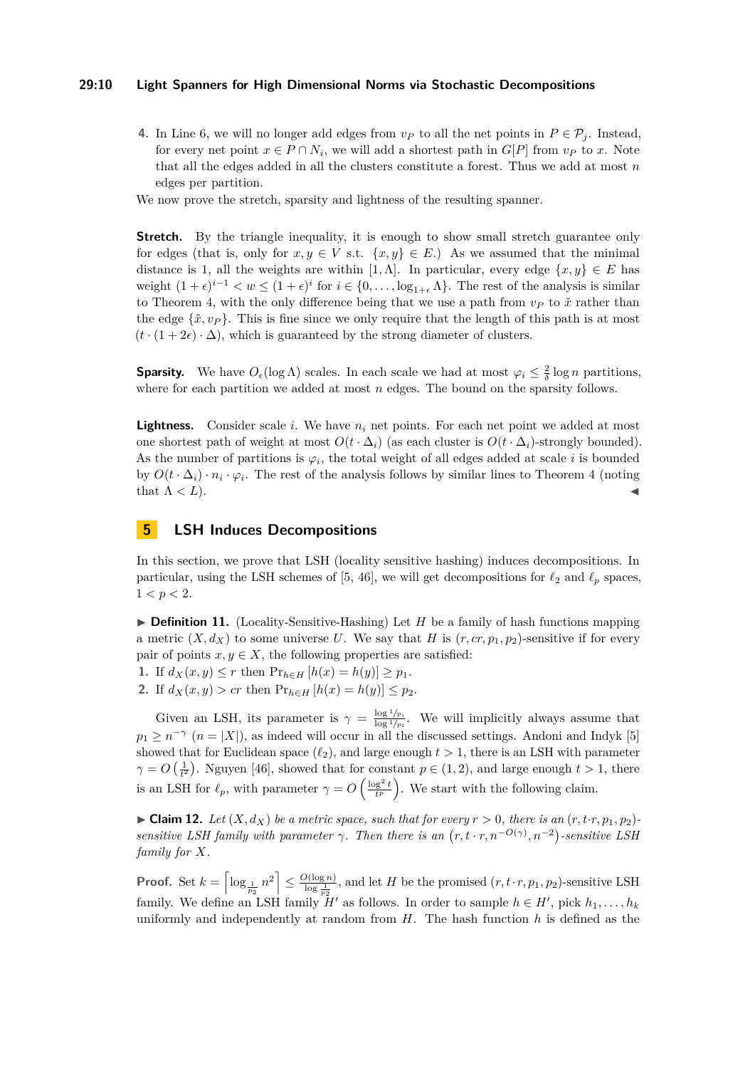4. In Line 6, we will no longer add edges from $v_P$ to all the net points in $P \in \mathcal{P}_j$. Instead, for every net point $x \in P \cap N_i$, we will add a shortest path in $G[P]$ from $v_P$ to $x$. Note that all the edges added in all the clusters constitute a forest. Thus we add at most $n$ edges per partition.

We now prove the stretch, sparsity and lightness of the resulting spanner.

**Stretch.** By the triangle inequality, it is enough to show small stretch guarantee only for edges (that is, only for $x, y \in V$ s.t. $\{x, y\} \in E$.) As we assumed that the minimal distance is 1, all the weights are within $[1, \Lambda]$. In particular, every edge $\{x, y\} \in E$ has weight $(1+\epsilon)^{i-1} < w \leq (1+\epsilon)^i$ for $i \in \{0, \ldots, \log_{1+\epsilon} \Lambda\}$. The rest of the analysis is similar to Theorem 4, with the only difference being that we use a path from $v_P$ to $\tilde{x}$ rather than the edge $\{\tilde{x}, v_P\}$. This is fine since we only require that the length of this path is at most $(t \cdot (1+2\epsilon) \cdot \Delta)$, which is guaranteed by the strong diameter of clusters.

**Sparsity.** We have $O_\epsilon(\log \Lambda)$ scales. In each scale we had at most $\varphi_i \leq \frac{2}{\delta} \log n$ partitions, where for each partition we added at most $n$ edges. The bound on the sparsity follows.

**Lightness.** Consider scale $i$. We have $n_i$ net points. For each net point we added at most one shortest path of weight at most $O(t \cdot \Delta_i)$ (as each cluster is $O(t \cdot \Delta_i)$-strongly bounded). As the number of partitions is $\varphi_i$, the total weight of all edges added at scale $i$ is bounded by $O(t \cdot \Delta_i) \cdot n_i \cdot \varphi_i$. The rest of the analysis follows by similar lines to Theorem 4 (noting that $\Lambda < L$). ◀

## 5 LSH Induces Decompositions

In this section, we prove that LSH (locality sensitive hashing) induces decompositions. In particular, using the LSH schemes of [5, 46], we will get decompositions for $\ell_2$ and $\ell_p$ spaces, $1 < p < 2$.

▶ **Definition 11.** (Locality-Sensitive-Hashing) Let $H$ be a family of hash functions mapping a metric $(X, d_X)$ to some universe $U$. We say that $H$ is $(r, cr, p_1, p_2)$-sensitive if for every pair of points $x, y \in X$, the following properties are satisfied:

1. If $d_X(x, y) \leq r$ then $\Pr_{h \in H}[h(x) = h(y)] \geq p_1$.
2. If $d_X(x, y) > cr$ then $\Pr_{h \in H}[h(x) = h(y)] \leq p_2$.

Given an LSH, its parameter is $\gamma = \frac{\log 1/p_1}{\log 1/p_2}$. We will implicitly always assume that $p_1 \geq n^{-\gamma}$ ($n = |X|$), as indeed will occur in all the discussed settings. Andoni and Indyk [5] showed that for Euclidean space ($\ell_2$), and large enough $t > 1$, there is an LSH with parameter $\gamma = O\left(\frac{1}{t^2}\right)$. Nguyen [46], showed that for constant $p \in (1, 2)$, and large enough $t > 1$, there is an LSH for $\ell_p$, with parameter $\gamma = O\left(\frac{\log^2 t}{t^p}\right)$. We start with the following claim.

▶ **Claim 12.** *Let $(X, d_X)$ be a metric space, such that for every $r > 0$, there is an $(r, t \cdot r, p_1, p_2)$-sensitive LSH family with parameter $\gamma$. Then there is an $\left(r, t \cdot r, n^{-O(\gamma)}, n^{-2}\right)$-sensitive LSH family for $X$.*

**Proof.** Set $k = \left\lceil \log_{\frac{1}{p_2}} n^2 \right\rceil \leq \frac{O(\log n)}{\log \frac{1}{p_2}}$, and let $H$ be the promised $(r, t \cdot r, p_1, p_2)$-sensitive LSH family. We define an LSH family $H'$ as follows. In order to sample $h \in H'$, pick $h_1, \ldots, h_k$ uniformly and independently at random from $H$. The hash function $h$ is defined as the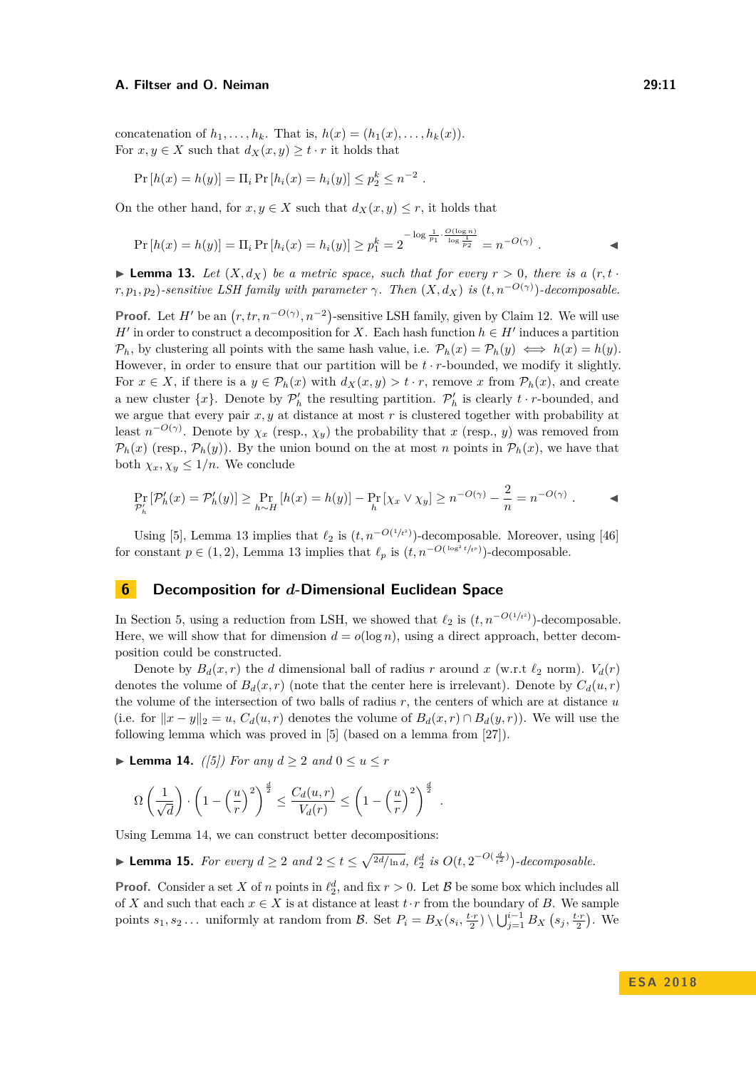concatenation of $h_1, \ldots, h_k$. That is, $h(x) = (h_1(x), \ldots, h_k(x))$.
For $x, y \in X$ such that $d_X(x,y) \geq t \cdot r$ it holds that

$$\Pr\left[h(x) = h(y)\right] = \Pi_i \Pr\left[h_i(x) = h_i(y)\right] \leq p_2^k \leq n^{-2} \ .$$

On the other hand, for $x, y \in X$ such that $d_X(x,y) \leq r$, it holds that

$$\Pr\left[h(x) = h(y)\right] = \Pi_i \Pr\left[h_i(x) = h_i(y)\right] \geq p_1^k = 2^{-\log\frac{1}{p_1} \cdot \frac{O(\log n)}{\log\frac{1}{p_2}}} = n^{-O(\gamma)} \ .$$ ◂

▶ **Lemma 13.** *Let $(X, d_X)$ be a metric space, such that for every $r > 0$, there is a $(r, t \cdot r, p_1, p_2)$-sensitive LSH family with parameter $\gamma$. Then $(X, d_X)$ is $(t, n^{-O(\gamma)})$-decomposable.*

**Proof.** Let $H'$ be an $\left(r, tr, n^{-O(\gamma)}, n^{-2}\right)$-sensitive LSH family, given by Claim 12. We will use $H'$ in order to construct a decomposition for $X$. Each hash function $h \in H'$ induces a partition $\mathcal{P}_h$, by clustering all points with the same hash value, i.e. $\mathcal{P}_h(x) = \mathcal{P}_h(y) \iff h(x) = h(y)$. However, in order to ensure that our partition will be $t \cdot r$-bounded, we modify it slightly. For $x \in X$, if there is a $y \in \mathcal{P}_h(x)$ with $d_X(x,y) > t \cdot r$, remove $x$ from $\mathcal{P}_h(x)$, and create a new cluster $\{x\}$. Denote by $\mathcal{P}'_h$ the resulting partition. $\mathcal{P}'_h$ is clearly $t \cdot r$-bounded, and we argue that every pair $x, y$ at distance at most $r$ is clustered together with probability at least $n^{-O(\gamma)}$. Denote by $\chi_x$ (resp., $\chi_y$) the probability that $x$ (resp., $y$) was removed from $\mathcal{P}_h(x)$ (resp., $\mathcal{P}_h(y)$). By the union bound on the at most $n$ points in $\mathcal{P}_h(x)$, we have that both $\chi_x, \chi_y \leq 1/n$. We conclude

$$\Pr_{\mathcal{P}'_h}\left[\mathcal{P}'_h(x) = \mathcal{P}'_h(y)\right] \geq \Pr_{h \sim H}\left[h(x) = h(y)\right] - \Pr_h\left[\chi_x \vee \chi_y\right] \geq n^{-O(\gamma)} - \frac{2}{n} = n^{-O(\gamma)} \ .$$ ◂

Using [5], Lemma 13 implies that $\ell_2$ is $(t, n^{-O(1/t^2)})$-decomposable. Moreover, using [46] for constant $p \in (1,2)$, Lemma 13 implies that $\ell_p$ is $(t, n^{-O(\log^2 t / t^p)})$-decomposable.

## 6 Decomposition for $d$-Dimensional Euclidean Space

In Section 5, using a reduction from LSH, we showed that $\ell_2$ is $(t, n^{-O(1/t^2)})$-decomposable. Here, we will show that for dimension $d = o(\log n)$, using a direct approach, better decomposition could be constructed.

Denote by $B_d(x,r)$ the $d$ dimensional ball of radius $r$ around $x$ (w.r.t $\ell_2$ norm). $V_d(r)$ denotes the volume of $B_d(x,r)$ (note that the center here is irrelevant). Denote by $C_d(u,r)$ the volume of the intersection of two balls of radius $r$, the centers of which are at distance $u$ (i.e. for $\|x-y\|_2 = u$, $C_d(u,r)$ denotes the volume of $B_d(x,r) \cap B_d(y,r)$). We will use the following lemma which was proved in [5] (based on a lemma from [27]).

▶ **Lemma 14.** *([5]) For any $d \geq 2$ and $0 \leq u \leq r$*

$$\Omega\left(\frac{1}{\sqrt{d}}\right) \cdot \left(1 - \left(\frac{u}{r}\right)^2\right)^{\frac{d}{2}} \leq \frac{C_d(u,r)}{V_d(r)} \leq \left(1 - \left(\frac{u}{r}\right)^2\right)^{\frac{d}{2}} \ .$$

Using Lemma 14, we can construct better decompositions:

▶ **Lemma 15.** *For every $d \geq 2$ and $2 \leq t \leq \sqrt{2d/\ln d}$, $\ell_2^d$ is $O(t, 2^{-O(\frac{d}{t^2})})$-decomposable.*

**Proof.** Consider a set $X$ of $n$ points in $\ell_2^d$, and fix $r > 0$. Let $\mathcal{B}$ be some box which includes all of $X$ and such that each $x \in X$ is at distance at least $t \cdot r$ from the boundary of $B$. We sample points $s_1, s_2 \ldots$ uniformly at random from $\mathcal{B}$. Set $P_i = B_X(s_i, \frac{t \cdot r}{2}) \setminus \bigcup_{j=1}^{i-1} B_X\left(s_j, \frac{t \cdot r}{2}\right)$. We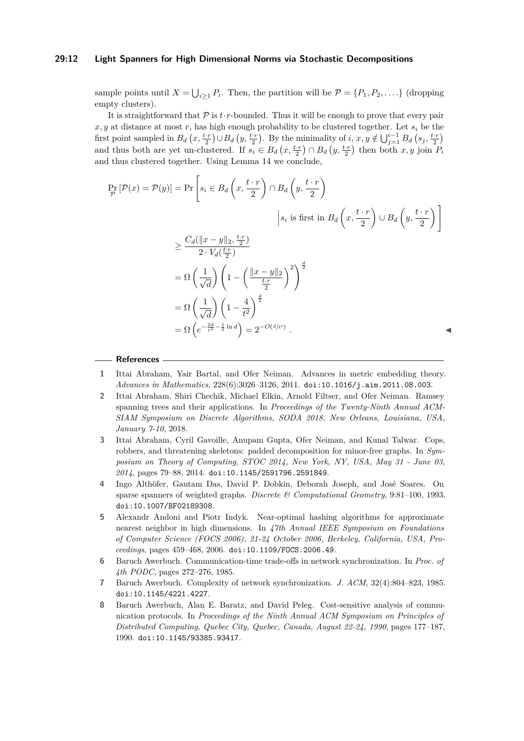sample points until $X = \bigcup_{i \geq 1} P_i$. Then, the partition will be $\mathcal{P} = \{P_1, P_2, \ldots\}$ (dropping empty clusters).

It is straightforward that $\mathcal{P}$ is $t \cdot r$-bounded. Thus it will be enough to prove that every pair $x, y$ at distance at most $r$, has high enough probability to be clustered together. Let $s_i$ be the first point sampled in $B_d\left(x, \frac{t \cdot r}{2}\right) \cup B_d\left(y, \frac{t \cdot r}{2}\right)$. By the minimality of $i$, $x, y \notin \bigcup_{j=1}^{i-1} B_d\left(s_j, \frac{t \cdot r}{2}\right)$ and thus both are yet un-clustered. If $s_i \in B_d\left(x, \frac{t \cdot r}{2}\right) \cap B_d\left(y, \frac{t \cdot r}{2}\right)$ then both $x, y$ join $P_i$ and thus clustered together. Using Lemma 14 we conclude,

$$
\begin{aligned}
\Pr_{\mathcal{P}}\left[\mathcal{P}(x) = \mathcal{P}(y)\right] &= \Pr\left[ s_i \in B_d\left(x, \frac{t \cdot r}{2}\right) \cap B_d\left(y, \frac{t \cdot r}{2}\right) \right. \\
&\qquad\qquad \left. \Bigg| s_i \text{ is first in } B_d\left(x, \frac{t \cdot r}{2}\right) \cup B_d\left(y, \frac{t \cdot r}{2}\right) \right] \\
&\geq \frac{C_d(\|x-y\|_2, \frac{t \cdot r}{2})}{2 \cdot V_d(\frac{t \cdot r}{2})} \\
&= \Omega\left(\frac{1}{\sqrt{d}}\right)\left(1 - \left(\frac{\|x-y\|_2}{\frac{t \cdot r}{2}}\right)^2\right)^{\frac{d}{2}} \\
&= \Omega\left(\frac{1}{\sqrt{d}}\right)\left(1 - \frac{4}{t^2}\right)^{\frac{d}{2}} \\
&= \Omega\left(e^{-\frac{2d}{t^2} - \frac{1}{2}\ln d}\right) = 2^{-O(d/t^2)} .
\end{aligned}
$$

◂

## References

1. Ittai Abraham, Yair Bartal, and Ofer Neiman. Advances in metric embedding theory. *Advances in Mathematics*, 228(6):3026–3126, 2011. doi:10.1016/j.aim.2011.08.003.
2. Ittai Abraham, Shiri Chechik, Michael Elkin, Arnold Filtser, and Ofer Neiman. Ramsey spanning trees and their applications. In *Proceedings of the Twenty-Ninth Annual ACM-SIAM Symposium on Discrete Algorithms, SODA 2018, New Orleans, Louisiana, USA, January 7-10*, 2018.
3. Ittai Abraham, Cyril Gavoille, Anupam Gupta, Ofer Neiman, and Kunal Talwar. Cops, robbers, and threatening skeletons: padded decomposition for minor-free graphs. In *Symposium on Theory of Computing, STOC 2014, New York, NY, USA, May 31 - June 03, 2014*, pages 79–88, 2014. doi:10.1145/2591796.2591849.
4. Ingo Althöfer, Gautam Das, David P. Dobkin, Deborah Joseph, and José Soares. On sparse spanners of weighted graphs. *Discrete & Computational Geometry*, 9:81–100, 1993. doi:10.1007/BF02189308.
5. Alexandr Andoni and Piotr Indyk. Near-optimal hashing algorithms for approximate nearest neighbor in high dimensions. In *47th Annual IEEE Symposium on Foundations of Computer Science (FOCS 2006), 21-24 October 2006, Berkeley, California, USA, Proceedings*, pages 459–468, 2006. doi:10.1109/FOCS.2006.49.
6. Baruch Awerbuch. Communication-time trade-offs in network synchronization. In *Proc. of 4th PODC*, pages 272–276, 1985.
7. Baruch Awerbuch. Complexity of network synchronization. *J. ACM*, 32(4):804–823, 1985. doi:10.1145/4221.4227.
8. Baruch Awerbuch, Alan E. Baratz, and David Peleg. Cost-sensitive analysis of communication protocols. In *Proceedings of the Ninth Annual ACM Symposium on Principles of Distributed Computing, Quebec City, Quebec, Canada, August 22-24, 1990*, pages 177–187, 1990. doi:10.1145/93385.93417.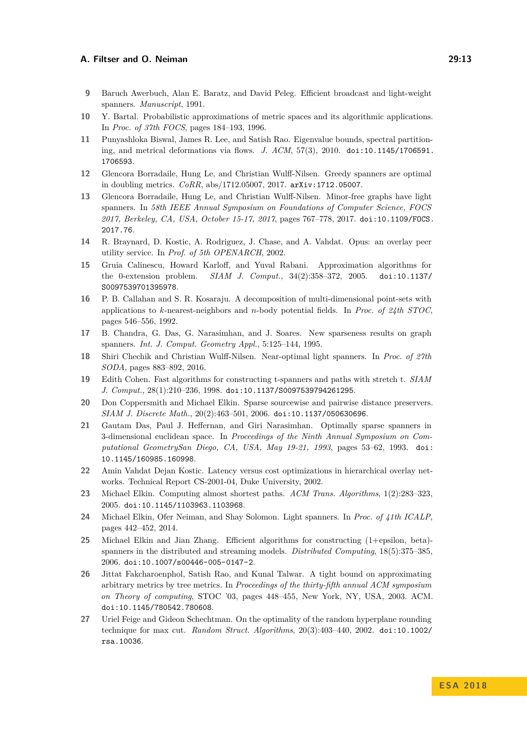9. Baruch Awerbuch, Alan E. Baratz, and David Peleg. Efficient broadcast and light-weight spanners. *Manuscript*, 1991.
10. Y. Bartal. Probabilistic approximations of metric spaces and its algorithmic applications. In *Proc. of 37th FOCS*, pages 184–193, 1996.
11. Punyashloka Biswal, James R. Lee, and Satish Rao. Eigenvalue bounds, spectral partitioning, and metrical deformations via flows. *J. ACM*, 57(3), 2010. doi:10.1145/1706591.1706593.
12. Glencora Borradaile, Hung Le, and Christian Wulff-Nilsen. Greedy spanners are optimal in doubling metrics. *CoRR*, abs/1712.05007, 2017. arXiv:1712.05007.
13. Glencora Borradaile, Hung Le, and Christian Wulff-Nilsen. Minor-free graphs have light spanners. In *58th IEEE Annual Symposium on Foundations of Computer Science, FOCS 2017, Berkeley, CA, USA, October 15-17, 2017*, pages 767–778, 2017. doi:10.1109/FOCS.2017.76.
14. R. Braynard, D. Kostic, A. Rodriguez, J. Chase, and A. Vahdat. Opus: an overlay peer utility service. In *Prof. of 5th OPENARCH*, 2002.
15. Gruia Calinescu, Howard Karloff, and Yuval Rabani. Approximation algorithms for the 0-extension problem. *SIAM J. Comput.*, 34(2):358–372, 2005. doi:10.1137/S0097539701395978.
16. P. B. Callahan and S. R. Kosaraju. A decomposition of multi-dimensional point-sets with applications to $k$-nearest-neighbors and $n$-body potential fields. In *Proc. of 24th STOC*, pages 546–556, 1992.
17. B. Chandra, G. Das, G. Narasimhan, and J. Soares. New sparseness results on graph spanners. *Int. J. Comput. Geometry Appl.*, 5:125–144, 1995.
18. Shiri Chechik and Christian Wulff-Nilsen. Near-optimal light spanners. In *Proc. of 27th SODA*, pages 883–892, 2016.
19. Edith Cohen. Fast algorithms for constructing t-spanners and paths with stretch t. *SIAM J. Comput.*, 28(1):210–236, 1998. doi:10.1137/S0097539794261295.
20. Don Coppersmith and Michael Elkin. Sparse sourcewise and pairwise distance preservers. *SIAM J. Discrete Math.*, 20(2):463–501, 2006. doi:10.1137/050630696.
21. Gautam Das, Paul J. Heffernan, and Giri Narasimhan. Optimally sparse spanners in 3-dimensional euclidean space. In *Proceedings of the Ninth Annual Symposium on Computational GeometrySan Diego, CA, USA, May 19-21, 1993*, pages 53–62, 1993. doi:10.1145/160985.160998.
22. Amin Vahdat Dejan Kostic. Latency versus cost optimizations in hierarchical overlay networks. Technical Report CS-2001-04, Duke University, 2002.
23. Michael Elkin. Computing almost shortest paths. *ACM Trans. Algorithms*, 1(2):283–323, 2005. doi:10.1145/1103963.1103968.
24. Michael Elkin, Ofer Neiman, and Shay Solomon. Light spanners. In *Proc. of 41th ICALP*, pages 442–452, 2014.
25. Michael Elkin and Jian Zhang. Efficient algorithms for constructing (1+epsilon, beta)-spanners in the distributed and streaming models. *Distributed Computing*, 18(5):375–385, 2006. doi:10.1007/s00446-005-0147-2.
26. Jittat Fakcharoenphol, Satish Rao, and Kunal Talwar. A tight bound on approximating arbitrary metrics by tree metrics. In *Proceedings of the thirty-fifth annual ACM symposium on Theory of computing*, STOC '03, pages 448–455, New York, NY, USA, 2003. ACM. doi:10.1145/780542.780608.
27. Uriel Feige and Gideon Schechtman. On the optimality of the random hyperplane rounding technique for max cut. *Random Struct. Algorithms*, 20(3):403–440, 2002. doi:10.1002/rsa.10036.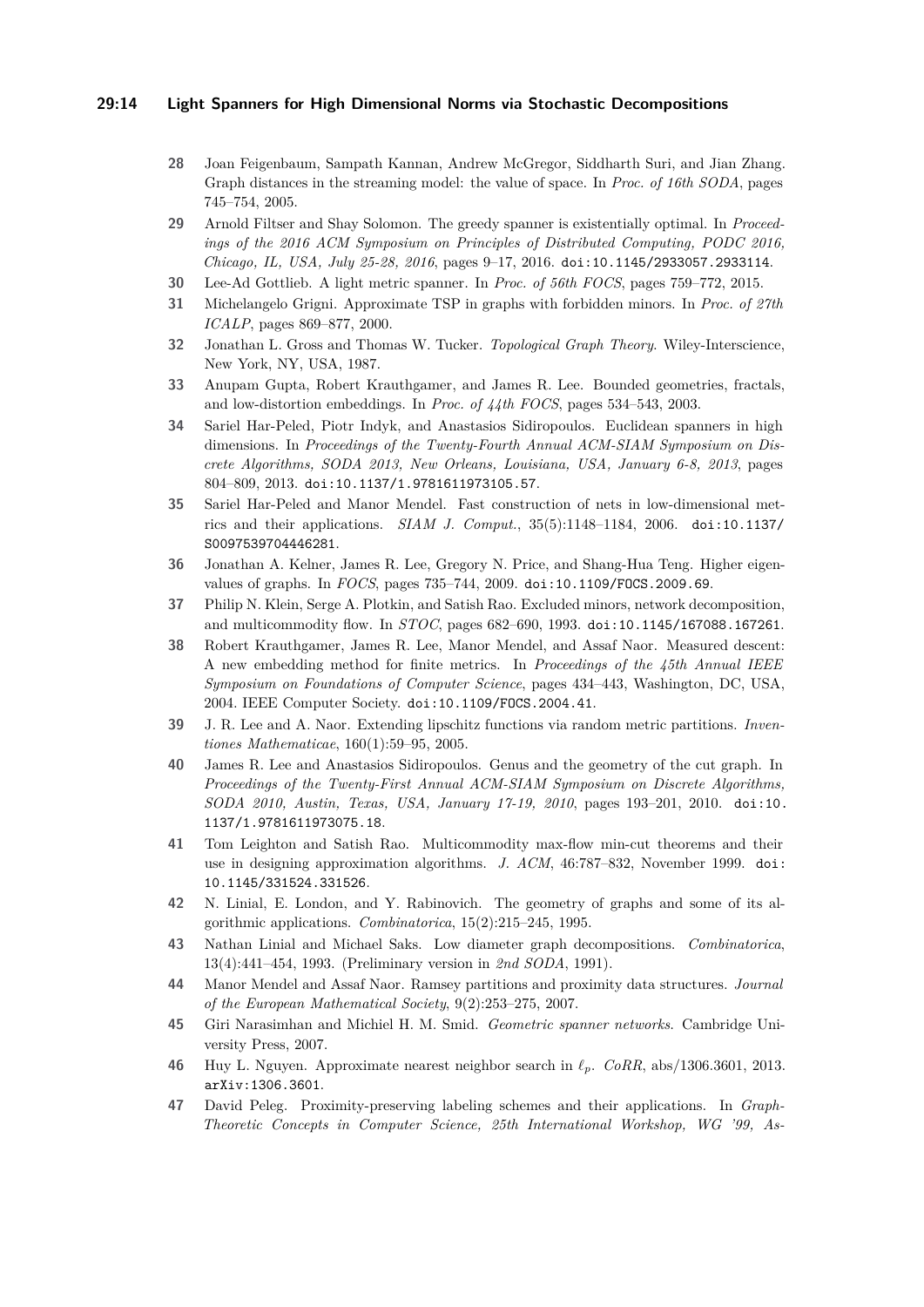28 Joan Feigenbaum, Sampath Kannan, Andrew McGregor, Siddharth Suri, and Jian Zhang. Graph distances in the streaming model: the value of space. In *Proc. of 16th SODA*, pages 745–754, 2005.

29 Arnold Filtser and Shay Solomon. The greedy spanner is existentially optimal. In *Proceedings of the 2016 ACM Symposium on Principles of Distributed Computing, PODC 2016, Chicago, IL, USA, July 25-28, 2016*, pages 9–17, 2016. doi:10.1145/2933057.2933114.

30 Lee-Ad Gottlieb. A light metric spanner. In *Proc. of 56th FOCS*, pages 759–772, 2015.

31 Michelangelo Grigni. Approximate TSP in graphs with forbidden minors. In *Proc. of 27th ICALP*, pages 869–877, 2000.

32 Jonathan L. Gross and Thomas W. Tucker. *Topological Graph Theory*. Wiley-Interscience, New York, NY, USA, 1987.

33 Anupam Gupta, Robert Krauthgamer, and James R. Lee. Bounded geometries, fractals, and low-distortion embeddings. In *Proc. of 44th FOCS*, pages 534–543, 2003.

34 Sariel Har-Peled, Piotr Indyk, and Anastasios Sidiropoulos. Euclidean spanners in high dimensions. In *Proceedings of the Twenty-Fourth Annual ACM-SIAM Symposium on Discrete Algorithms, SODA 2013, New Orleans, Louisiana, USA, January 6-8, 2013*, pages 804–809, 2013. doi:10.1137/1.9781611973105.57.

35 Sariel Har-Peled and Manor Mendel. Fast construction of nets in low-dimensional metrics and their applications. *SIAM J. Comput.*, 35(5):1148–1184, 2006. doi:10.1137/S0097539704446281.

36 Jonathan A. Kelner, James R. Lee, Gregory N. Price, and Shang-Hua Teng. Higher eigenvalues of graphs. In *FOCS*, pages 735–744, 2009. doi:10.1109/FOCS.2009.69.

37 Philip N. Klein, Serge A. Plotkin, and Satish Rao. Excluded minors, network decomposition, and multicommodity flow. In *STOC*, pages 682–690, 1993. doi:10.1145/167088.167261.

38 Robert Krauthgamer, James R. Lee, Manor Mendel, and Assaf Naor. Measured descent: A new embedding method for finite metrics. In *Proceedings of the 45th Annual IEEE Symposium on Foundations of Computer Science*, pages 434–443, Washington, DC, USA, 2004. IEEE Computer Society. doi:10.1109/FOCS.2004.41.

39 J. R. Lee and A. Naor. Extending lipschitz functions via random metric partitions. *Inventiones Mathematicae*, 160(1):59–95, 2005.

40 James R. Lee and Anastasios Sidiropoulos. Genus and the geometry of the cut graph. In *Proceedings of the Twenty-First Annual ACM-SIAM Symposium on Discrete Algorithms, SODA 2010, Austin, Texas, USA, January 17-19, 2010*, pages 193–201, 2010. doi:10.1137/1.9781611973075.18.

41 Tom Leighton and Satish Rao. Multicommodity max-flow min-cut theorems and their use in designing approximation algorithms. *J. ACM*, 46:787–832, November 1999. doi:10.1145/331524.331526.

42 N. Linial, E. London, and Y. Rabinovich. The geometry of graphs and some of its algorithmic applications. *Combinatorica*, 15(2):215–245, 1995.

43 Nathan Linial and Michael Saks. Low diameter graph decompositions. *Combinatorica*, 13(4):441–454, 1993. (Preliminary version in *2nd SODA*, 1991).

44 Manor Mendel and Assaf Naor. Ramsey partitions and proximity data structures. *Journal of the European Mathematical Society*, 9(2):253–275, 2007.

45 Giri Narasimhan and Michiel H. M. Smid. *Geometric spanner networks*. Cambridge University Press, 2007.

46 Huy L. Nguyen. Approximate nearest neighbor search in $\ell_p$. *CoRR*, abs/1306.3601, 2013. arXiv:1306.3601.

47 David Peleg. Proximity-preserving labeling schemes and their applications. In *Graph-Theoretic Concepts in Computer Science, 25th International Workshop, WG '99, As-*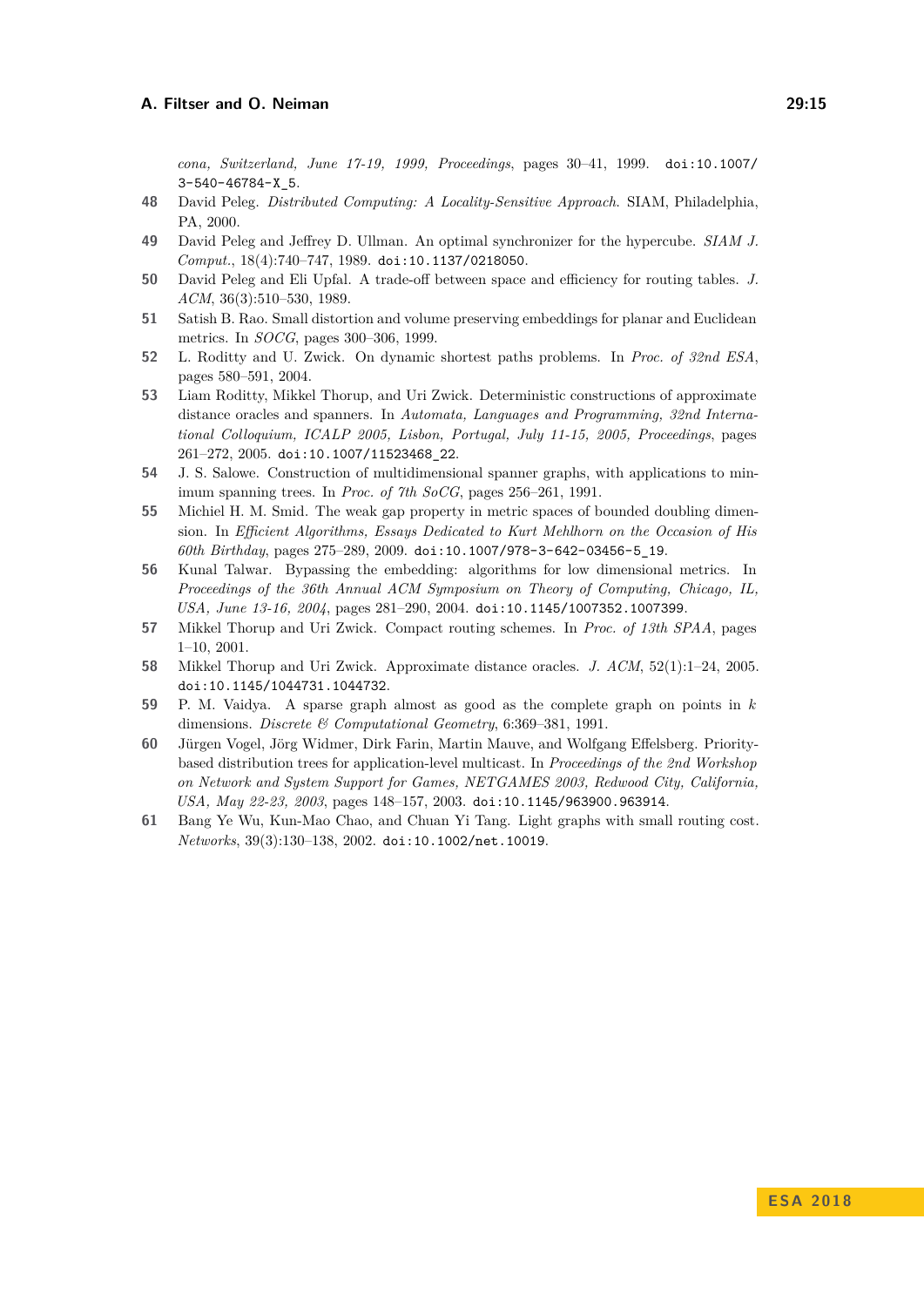*cona, Switzerland, June 17-19, 1999, Proceedings*, pages 30–41, 1999. doi:10.1007/3-540-46784-X_5.

48. David Peleg. *Distributed Computing: A Locality-Sensitive Approach*. SIAM, Philadelphia, PA, 2000.
49. David Peleg and Jeffrey D. Ullman. An optimal synchronizer for the hypercube. *SIAM J. Comput.*, 18(4):740–747, 1989. doi:10.1137/0218050.
50. David Peleg and Eli Upfal. A trade-off between space and efficiency for routing tables. *J. ACM*, 36(3):510–530, 1989.
51. Satish B. Rao. Small distortion and volume preserving embeddings for planar and Euclidean metrics. In *SOCG*, pages 300–306, 1999.
52. L. Roditty and U. Zwick. On dynamic shortest paths problems. In *Proc. of 32nd ESA*, pages 580–591, 2004.
53. Liam Roditty, Mikkel Thorup, and Uri Zwick. Deterministic constructions of approximate distance oracles and spanners. In *Automata, Languages and Programming, 32nd International Colloquium, ICALP 2005, Lisbon, Portugal, July 11-15, 2005, Proceedings*, pages 261–272, 2005. doi:10.1007/11523468_22.
54. J. S. Salowe. Construction of multidimensional spanner graphs, with applications to minimum spanning trees. In *Proc. of 7th SoCG*, pages 256–261, 1991.
55. Michiel H. M. Smid. The weak gap property in metric spaces of bounded doubling dimension. In *Efficient Algorithms, Essays Dedicated to Kurt Mehlhorn on the Occasion of His 60th Birthday*, pages 275–289, 2009. doi:10.1007/978-3-642-03456-5_19.
56. Kunal Talwar. Bypassing the embedding: algorithms for low dimensional metrics. In *Proceedings of the 36th Annual ACM Symposium on Theory of Computing, Chicago, IL, USA, June 13-16, 2004*, pages 281–290, 2004. doi:10.1145/1007352.1007399.
57. Mikkel Thorup and Uri Zwick. Compact routing schemes. In *Proc. of 13th SPAA*, pages 1–10, 2001.
58. Mikkel Thorup and Uri Zwick. Approximate distance oracles. *J. ACM*, 52(1):1–24, 2005. doi:10.1145/1044731.1044732.
59. P. M. Vaidya. A sparse graph almost as good as the complete graph on points in $k$ dimensions. *Discrete & Computational Geometry*, 6:369–381, 1991.
60. Jürgen Vogel, Jörg Widmer, Dirk Farin, Martin Mauve, and Wolfgang Effelsberg. Priority-based distribution trees for application-level multicast. In *Proceedings of the 2nd Workshop on Network and System Support for Games, NETGAMES 2003, Redwood City, California, USA, May 22-23, 2003*, pages 148–157, 2003. doi:10.1145/963900.963914.
61. Bang Ye Wu, Kun-Mao Chao, and Chuan Yi Tang. Light graphs with small routing cost. *Networks*, 39(3):130–138, 2002. doi:10.1002/net.10019.